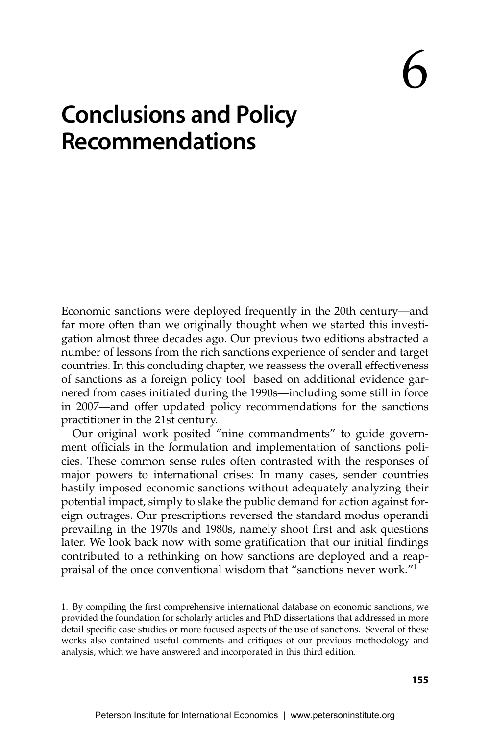# 6

# Conclusions and Policy Recommendations

Economic sanctions were deployed frequently in the 20th century—and far more often than we originally thought when we started this investigation almost three decades ago. Our previous two editions abstracted a number of lessons from the rich sanctions experience of sender and target countries. In this concluding chapter, we reassess the overall effectiveness of sanctions as a foreign policy tool based on additional evidence garnered from cases initiated during the 1990s—including some still in force in 2007—and offer updated policy recommendations for the sanctions practitioner in the 21st century.

Our original work posited "nine commandments" to guide government officials in the formulation and implementation of sanctions policies. These common sense rules often contrasted with the responses of major powers to international crises: In many cases, sender countries hastily imposed economic sanctions without adequately analyzing their potential impact, simply to slake the public demand for action against foreign outrages. Our prescriptions reversed the standard modus operandi prevailing in the 1970s and 1980s, namely shoot first and ask questions later. We look back now with some gratification that our initial findings contributed to a rethinking on how sanctions are deployed and a reappraisal of the once conventional wisdom that "sanctions never work."[1]

1. By compiling the first comprehensive international database on economic sanctions, we provided the foundation for scholarly articles and PhD dissertations that addressed in more detail specific case studies or more focused aspects of the use of sanctions. Several of these works also contained useful comments and critiques of our previous methodology and analysis, which we have answered and incorporated in this third edition.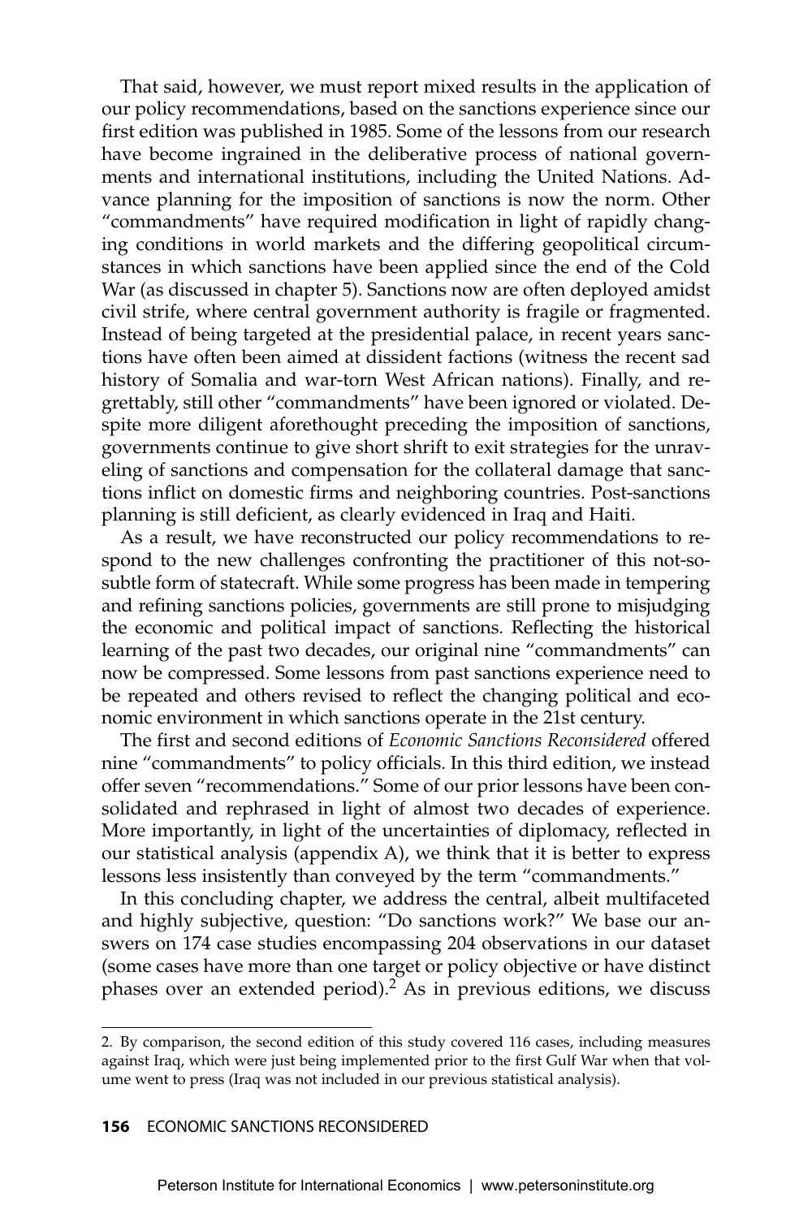That said, however, we must report mixed results in the application of our policy recommendations, based on the sanctions experience since our first edition was published in 1985. Some of the lessons from our research have become ingrained in the deliberative process of national governments and international institutions, including the United Nations. Advance planning for the imposition of sanctions is now the norm. Other "commandments" have required modification in light of rapidly changing conditions in world markets and the differing geopolitical circumstances in which sanctions have been applied since the end of the Cold War (as discussed in chapter 5). Sanctions now are often deployed amidst civil strife, where central government authority is fragile or fragmented. Instead of being targeted at the presidential palace, in recent years sanctions have often been aimed at dissident factions (witness the recent sad history of Somalia and war-torn West African nations). Finally, and regrettably, still other "commandments" have been ignored or violated. Despite more diligent aforethought preceding the imposition of sanctions, governments continue to give short shrift to exit strategies for the unraveling of sanctions and compensation for the collateral damage that sanctions inflict on domestic firms and neighboring countries. Post-sanctions planning is still deficient, as clearly evidenced in Iraq and Haiti.

As a result, we have reconstructed our policy recommendations to respond to the new challenges confronting the practitioner of this not-so-subtle form of statecraft. While some progress has been made in tempering and refining sanctions policies, governments are still prone to misjudging the economic and political impact of sanctions. Reflecting the historical learning of the past two decades, our original nine "commandments" can now be compressed. Some lessons from past sanctions experience need to be repeated and others revised to reflect the changing political and economic environment in which sanctions operate in the 21st century.

The first and second editions of *Economic Sanctions Reconsidered* offered nine "commandments" to policy officials. In this third edition, we instead offer seven "recommendations." Some of our prior lessons have been consolidated and rephrased in light of almost two decades of experience. More importantly, in light of the uncertainties of diplomacy, reflected in our statistical analysis (appendix A), we think that it is better to express lessons less insistently than conveyed by the term "commandments."

In this concluding chapter, we address the central, albeit multifaceted and highly subjective, question: "Do sanctions work?" We base our answers on 174 case studies encompassing 204 observations in our dataset (some cases have more than one target or policy objective or have distinct phases over an extended period).[2] As in previous editions, we discuss

2. By comparison, the second edition of this study covered 116 cases, including measures against Iraq, which were just being implemented prior to the first Gulf War when that volume went to press (Iraq was not included in our previous statistical analysis).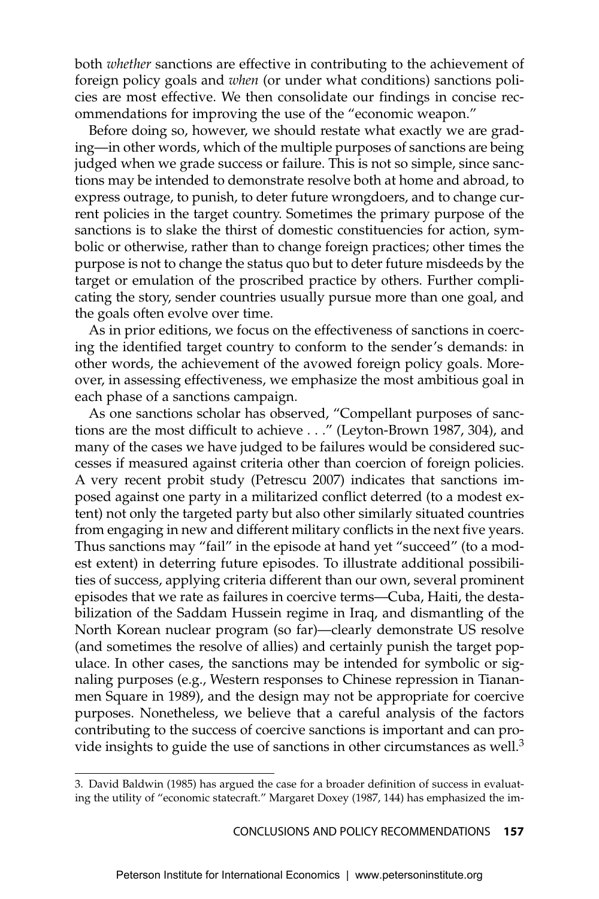both *whether* sanctions are effective in contributing to the achievement of foreign policy goals and *when* (or under what conditions) sanctions policies are most effective. We then consolidate our findings in concise recommendations for improving the use of the "economic weapon."

Before doing so, however, we should restate what exactly we are grading—in other words, which of the multiple purposes of sanctions are being judged when we grade success or failure. This is not so simple, since sanctions may be intended to demonstrate resolve both at home and abroad, to express outrage, to punish, to deter future wrongdoers, and to change current policies in the target country. Sometimes the primary purpose of the sanctions is to slake the thirst of domestic constituencies for action, symbolic or otherwise, rather than to change foreign practices; other times the purpose is not to change the status quo but to deter future misdeeds by the target or emulation of the proscribed practice by others. Further complicating the story, sender countries usually pursue more than one goal, and the goals often evolve over time.

As in prior editions, we focus on the effectiveness of sanctions in coercing the identified target country to conform to the sender's demands: in other words, the achievement of the avowed foreign policy goals. Moreover, in assessing effectiveness, we emphasize the most ambitious goal in each phase of a sanctions campaign.

As one sanctions scholar has observed, "Compellant purposes of sanctions are the most difficult to achieve . . ." (Leyton-Brown 1987, 304), and many of the cases we have judged to be failures would be considered successes if measured against criteria other than coercion of foreign policies. A very recent probit study (Petrescu 2007) indicates that sanctions imposed against one party in a militarized conflict deterred (to a modest extent) not only the targeted party but also other similarly situated countries from engaging in new and different military conflicts in the next five years. Thus sanctions may "fail" in the episode at hand yet "succeed" (to a modest extent) in deterring future episodes. To illustrate additional possibilities of success, applying criteria different than our own, several prominent episodes that we rate as failures in coercive terms—Cuba, Haiti, the destabilization of the Saddam Hussein regime in Iraq, and dismantling of the North Korean nuclear program (so far)—clearly demonstrate US resolve (and sometimes the resolve of allies) and certainly punish the target populace. In other cases, the sanctions may be intended for symbolic or signaling purposes (e.g., Western responses to Chinese repression in Tiananmen Square in 1989), and the design may not be appropriate for coercive purposes. Nonetheless, we believe that a careful analysis of the factors contributing to the success of coercive sanctions is important and can provide insights to guide the use of sanctions in other circumstances as well.[3]

3. David Baldwin (1985) has argued the case for a broader definition of success in evaluating the utility of "economic statecraft." Margaret Doxey (1987, 144) has emphasized the im-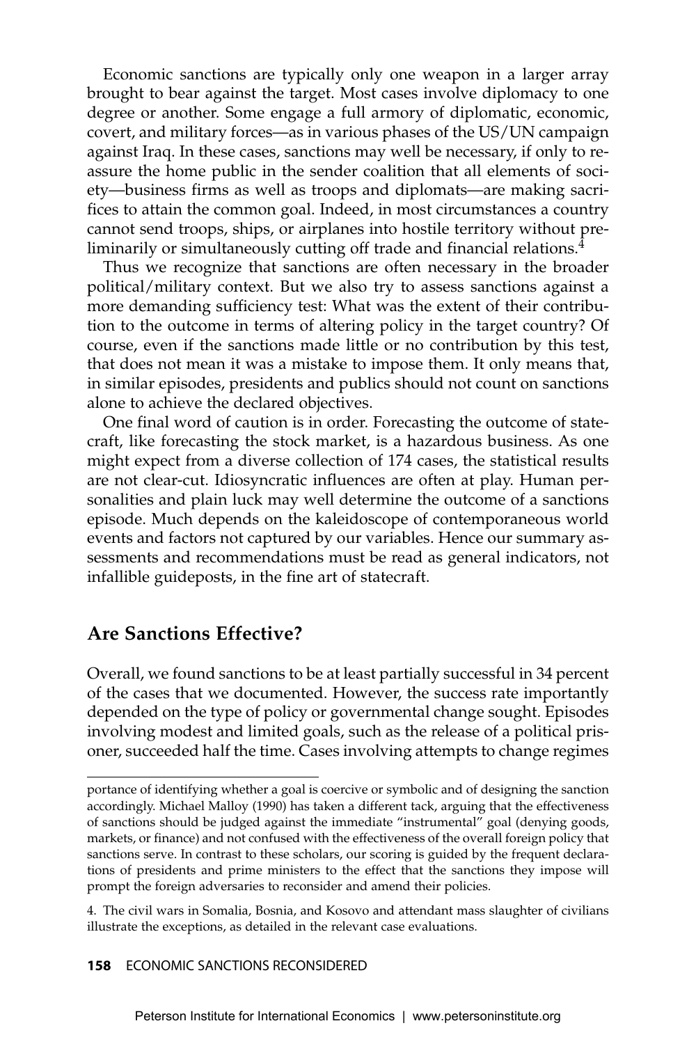Economic sanctions are typically only one weapon in a larger array brought to bear against the target. Most cases involve diplomacy to one degree or another. Some engage a full armory of diplomatic, economic, covert, and military forces—as in various phases of the US/UN campaign against Iraq. In these cases, sanctions may well be necessary, if only to reassure the home public in the sender coalition that all elements of society—business firms as well as troops and diplomats—are making sacrifices to attain the common goal. Indeed, in most circumstances a country cannot send troops, ships, or airplanes into hostile territory without preliminarily or simultaneously cutting off trade and financial relations.[4]

Thus we recognize that sanctions are often necessary in the broader political/military context. But we also try to assess sanctions against a more demanding sufficiency test: What was the extent of their contribution to the outcome in terms of altering policy in the target country? Of course, even if the sanctions made little or no contribution by this test, that does not mean it was a mistake to impose them. It only means that, in similar episodes, presidents and publics should not count on sanctions alone to achieve the declared objectives.

One final word of caution is in order. Forecasting the outcome of statecraft, like forecasting the stock market, is a hazardous business. As one might expect from a diverse collection of 174 cases, the statistical results are not clear-cut. Idiosyncratic influences are often at play. Human personalities and plain luck may well determine the outcome of a sanctions episode. Much depends on the kaleidoscope of contemporaneous world events and factors not captured by our variables. Hence our summary assessments and recommendations must be read as general indicators, not infallible guideposts, in the fine art of statecraft.

## Are Sanctions Effective?

Overall, we found sanctions to be at least partially successful in 34 percent of the cases that we documented. However, the success rate importantly depended on the type of policy or governmental change sought. Episodes involving modest and limited goals, such as the release of a political prisoner, succeeded half the time. Cases involving attempts to change regimes

---

portance of identifying whether a goal is coercive or symbolic and of designing the sanction accordingly. Michael Malloy (1990) has taken a different tack, arguing that the effectiveness of sanctions should be judged against the immediate "instrumental" goal (denying goods, markets, or finance) and not confused with the effectiveness of the overall foreign policy that sanctions serve. In contrast to these scholars, our scoring is guided by the frequent declarations of presidents and prime ministers to the effect that the sanctions they impose will prompt the foreign adversaries to reconsider and amend their policies.

4. The civil wars in Somalia, Bosnia, and Kosovo and attendant mass slaughter of civilians illustrate the exceptions, as detailed in the relevant case evaluations.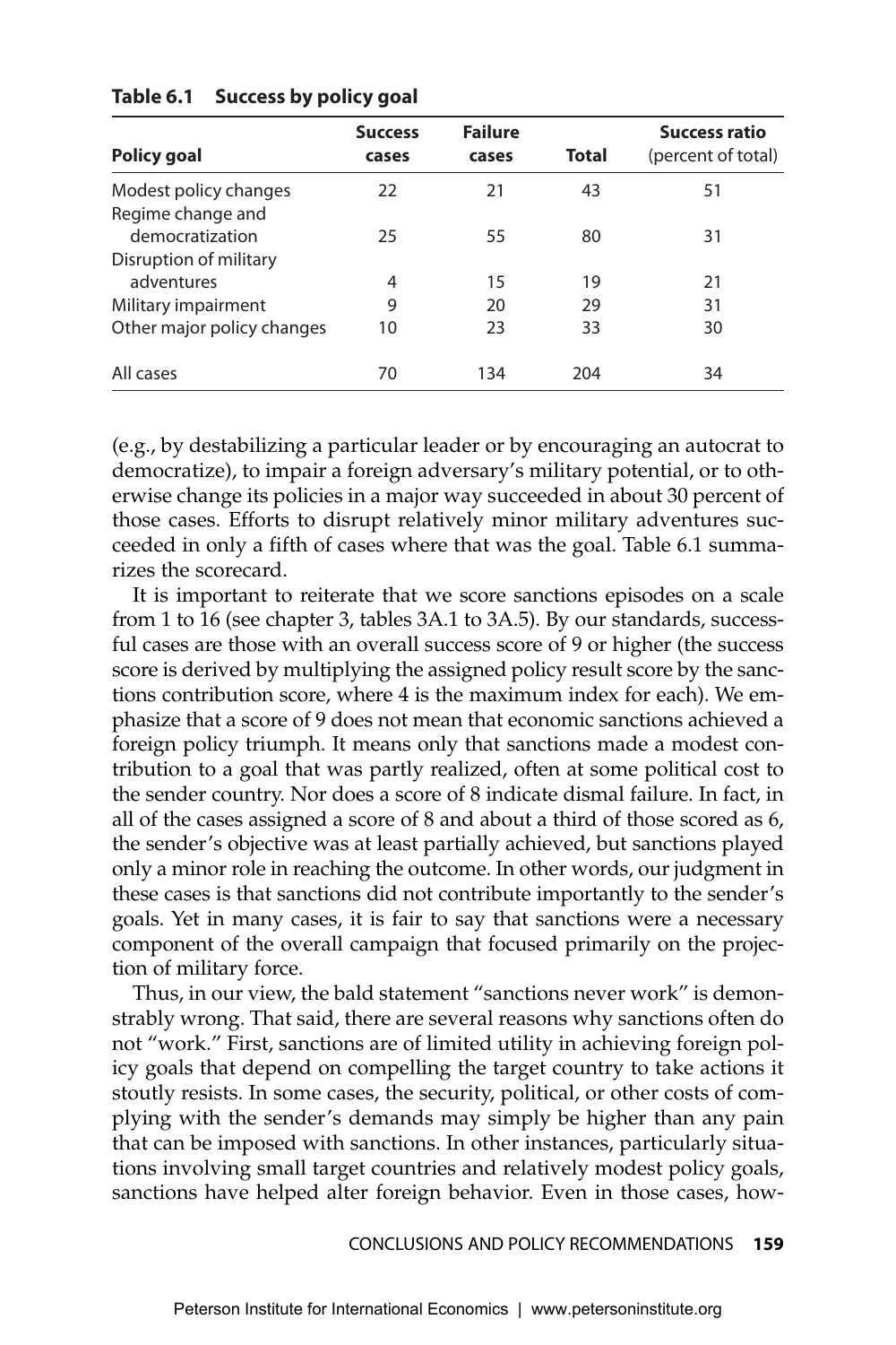**Table 6.1 Success by policy goal**

| Policy goal | Success cases | Failure cases | Total | Success ratio (percent of total) |
|---|---|---|---|---|
| Modest policy changes | 22 | 21 | 43 | 51 |
| Regime change and democratization | 25 | 55 | 80 | 31 |
| Disruption of military adventures | 4 | 15 | 19 | 21 |
| Military impairment | 9 | 20 | 29 | 31 |
| Other major policy changes | 10 | 23 | 33 | 30 |
| All cases | 70 | 134 | 204 | 34 |

(e.g., by destabilizing a particular leader or by encouraging an autocrat to democratize), to impair a foreign adversary's military potential, or to otherwise change its policies in a major way succeeded in about 30 percent of those cases. Efforts to disrupt relatively minor military adventures succeeded in only a fifth of cases where that was the goal. Table 6.1 summarizes the scorecard.

It is important to reiterate that we score sanctions episodes on a scale from 1 to 16 (see chapter 3, tables 3A.1 to 3A.5). By our standards, successful cases are those with an overall success score of 9 or higher (the success score is derived by multiplying the assigned policy result score by the sanctions contribution score, where 4 is the maximum index for each). We emphasize that a score of 9 does not mean that economic sanctions achieved a foreign policy triumph. It means only that sanctions made a modest contribution to a goal that was partly realized, often at some political cost to the sender country. Nor does a score of 8 indicate dismal failure. In fact, in all of the cases assigned a score of 8 and about a third of those scored as 6, the sender's objective was at least partially achieved, but sanctions played only a minor role in reaching the outcome. In other words, our judgment in these cases is that sanctions did not contribute importantly to the sender's goals. Yet in many cases, it is fair to say that sanctions were a necessary component of the overall campaign that focused primarily on the projection of military force.

Thus, in our view, the bald statement "sanctions never work" is demonstrably wrong. That said, there are several reasons why sanctions often do not "work." First, sanctions are of limited utility in achieving foreign policy goals that depend on compelling the target country to take actions it stoutly resists. In some cases, the security, political, or other costs of complying with the sender's demands may simply be higher than any pain that can be imposed with sanctions. In other instances, particularly situations involving small target countries and relatively modest policy goals, sanctions have helped alter foreign behavior. Even in those cases, how-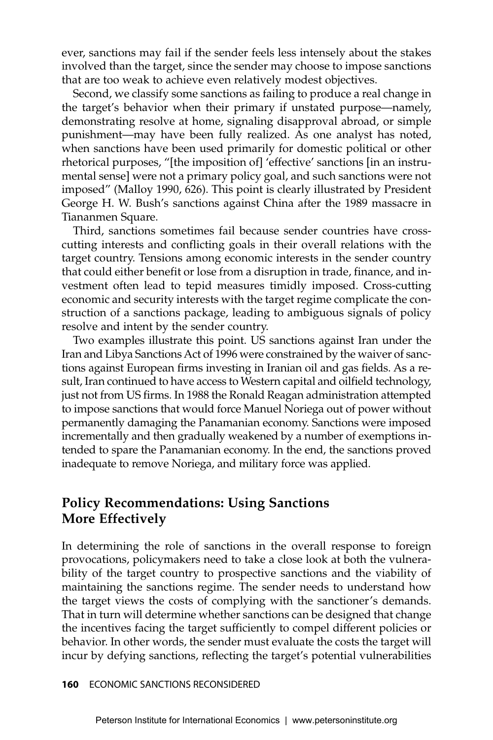ever, sanctions may fail if the sender feels less intensely about the stakes involved than the target, since the sender may choose to impose sanctions that are too weak to achieve even relatively modest objectives.

Second, we classify some sanctions as failing to produce a real change in the target's behavior when their primary if unstated purpose—namely, demonstrating resolve at home, signaling disapproval abroad, or simple punishment—may have been fully realized. As one analyst has noted, when sanctions have been used primarily for domestic political or other rhetorical purposes, "[the imposition of] 'effective' sanctions [in an instrumental sense] were not a primary policy goal, and such sanctions were not imposed" (Malloy 1990, 626). This point is clearly illustrated by President George H. W. Bush's sanctions against China after the 1989 massacre in Tiananmen Square.

Third, sanctions sometimes fail because sender countries have cross-cutting interests and conflicting goals in their overall relations with the target country. Tensions among economic interests in the sender country that could either benefit or lose from a disruption in trade, finance, and investment often lead to tepid measures timidly imposed. Cross-cutting economic and security interests with the target regime complicate the construction of a sanctions package, leading to ambiguous signals of policy resolve and intent by the sender country.

Two examples illustrate this point. US sanctions against Iran under the Iran and Libya Sanctions Act of 1996 were constrained by the waiver of sanctions against European firms investing in Iranian oil and gas fields. As a result, Iran continued to have access to Western capital and oilfield technology, just not from US firms. In 1988 the Ronald Reagan administration attempted to impose sanctions that would force Manuel Noriega out of power without permanently damaging the Panamanian economy. Sanctions were imposed incrementally and then gradually weakened by a number of exemptions intended to spare the Panamanian economy. In the end, the sanctions proved inadequate to remove Noriega, and military force was applied.

## Policy Recommendations: Using Sanctions More Effectively

In determining the role of sanctions in the overall response to foreign provocations, policymakers need to take a close look at both the vulnerability of the target country to prospective sanctions and the viability of maintaining the sanctions regime. The sender needs to understand how the target views the costs of complying with the sanctioner's demands. That in turn will determine whether sanctions can be designed that change the incentives facing the target sufficiently to compel different policies or behavior. In other words, the sender must evaluate the costs the target will incur by defying sanctions, reflecting the target's potential vulnerabilities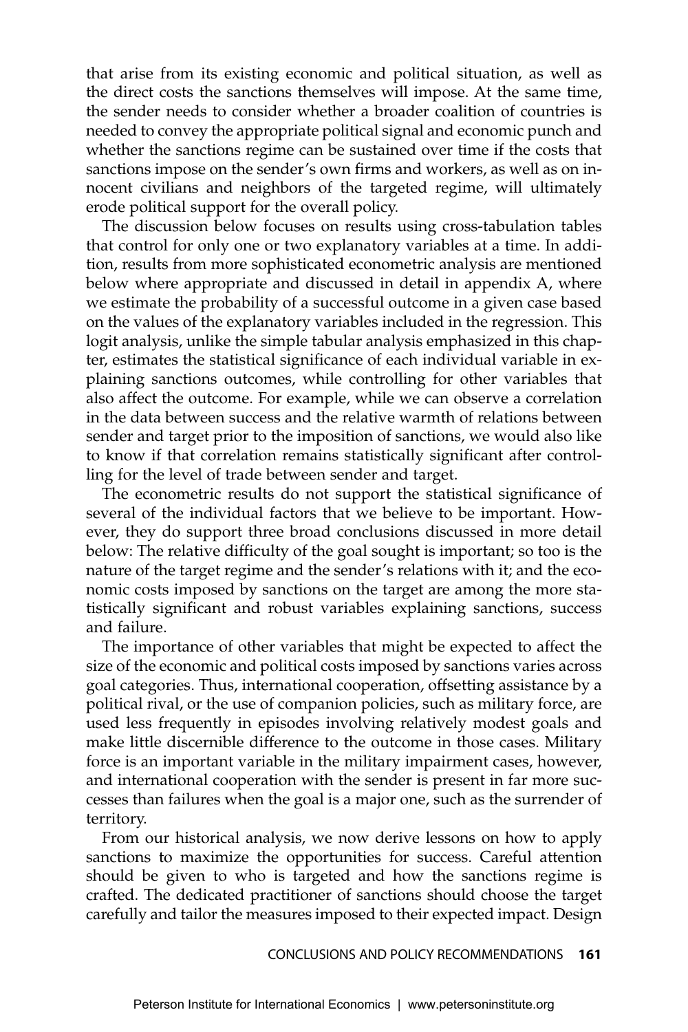that arise from its existing economic and political situation, as well as the direct costs the sanctions themselves will impose. At the same time, the sender needs to consider whether a broader coalition of countries is needed to convey the appropriate political signal and economic punch and whether the sanctions regime can be sustained over time if the costs that sanctions impose on the sender's own firms and workers, as well as on innocent civilians and neighbors of the targeted regime, will ultimately erode political support for the overall policy.

The discussion below focuses on results using cross-tabulation tables that control for only one or two explanatory variables at a time. In addition, results from more sophisticated econometric analysis are mentioned below where appropriate and discussed in detail in appendix A, where we estimate the probability of a successful outcome in a given case based on the values of the explanatory variables included in the regression. This logit analysis, unlike the simple tabular analysis emphasized in this chapter, estimates the statistical significance of each individual variable in explaining sanctions outcomes, while controlling for other variables that also affect the outcome. For example, while we can observe a correlation in the data between success and the relative warmth of relations between sender and target prior to the imposition of sanctions, we would also like to know if that correlation remains statistically significant after controlling for the level of trade between sender and target.

The econometric results do not support the statistical significance of several of the individual factors that we believe to be important. However, they do support three broad conclusions discussed in more detail below: The relative difficulty of the goal sought is important; so too is the nature of the target regime and the sender's relations with it; and the economic costs imposed by sanctions on the target are among the more statistically significant and robust variables explaining sanctions, success and failure.

The importance of other variables that might be expected to affect the size of the economic and political costs imposed by sanctions varies across goal categories. Thus, international cooperation, offsetting assistance by a political rival, or the use of companion policies, such as military force, are used less frequently in episodes involving relatively modest goals and make little discernible difference to the outcome in those cases. Military force is an important variable in the military impairment cases, however, and international cooperation with the sender is present in far more successes than failures when the goal is a major one, such as the surrender of territory.

From our historical analysis, we now derive lessons on how to apply sanctions to maximize the opportunities for success. Careful attention should be given to who is targeted and how the sanctions regime is crafted. The dedicated practitioner of sanctions should choose the target carefully and tailor the measures imposed to their expected impact. Design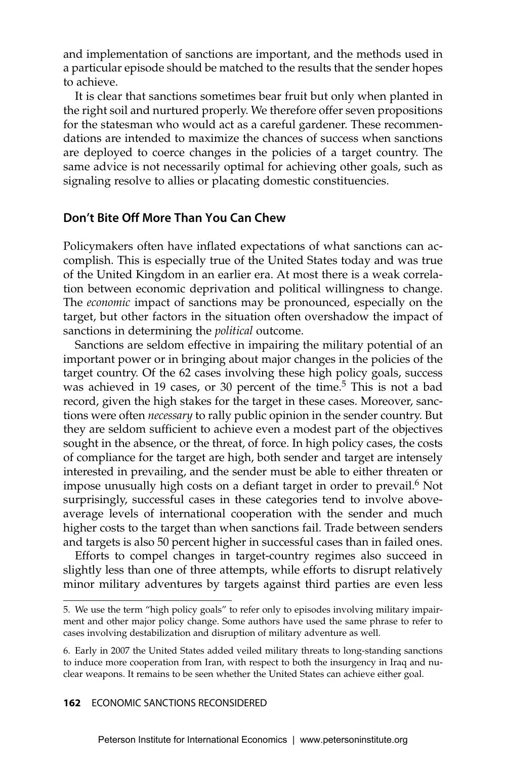and implementation of sanctions are important, and the methods used in a particular episode should be matched to the results that the sender hopes to achieve.

It is clear that sanctions sometimes bear fruit but only when planted in the right soil and nurtured properly. We therefore offer seven propositions for the statesman who would act as a careful gardener. These recommendations are intended to maximize the chances of success when sanctions are deployed to coerce changes in the policies of a target country. The same advice is not necessarily optimal for achieving other goals, such as signaling resolve to allies or placating domestic constituencies.

## Don't Bite Off More Than You Can Chew

Policymakers often have inflated expectations of what sanctions can accomplish. This is especially true of the United States today and was true of the United Kingdom in an earlier era. At most there is a weak correlation between economic deprivation and political willingness to change. The *economic* impact of sanctions may be pronounced, especially on the target, but other factors in the situation often overshadow the impact of sanctions in determining the *political* outcome.

Sanctions are seldom effective in impairing the military potential of an important power or in bringing about major changes in the policies of the target country. Of the 62 cases involving these high policy goals, success was achieved in 19 cases, or 30 percent of the time.[5] This is not a bad record, given the high stakes for the target in these cases. Moreover, sanctions were often *necessary* to rally public opinion in the sender country. But they are seldom sufficient to achieve even a modest part of the objectives sought in the absence, or the threat, of force. In high policy cases, the costs of compliance for the target are high, both sender and target are intensely interested in prevailing, and the sender must be able to either threaten or impose unusually high costs on a defiant target in order to prevail.[6] Not surprisingly, successful cases in these categories tend to involve above-average levels of international cooperation with the sender and much higher costs to the target than when sanctions fail. Trade between senders and targets is also 50 percent higher in successful cases than in failed ones.

Efforts to compel changes in target-country regimes also succeed in slightly less than one of three attempts, while efforts to disrupt relatively minor military adventures by targets against third parties are even less

5. We use the term "high policy goals" to refer only to episodes involving military impairment and other major policy change. Some authors have used the same phrase to refer to cases involving destabilization and disruption of military adventure as well.

6. Early in 2007 the United States added veiled military threats to long-standing sanctions to induce more cooperation from Iran, with respect to both the insurgency in Iraq and nuclear weapons. It remains to be seen whether the United States can achieve either goal.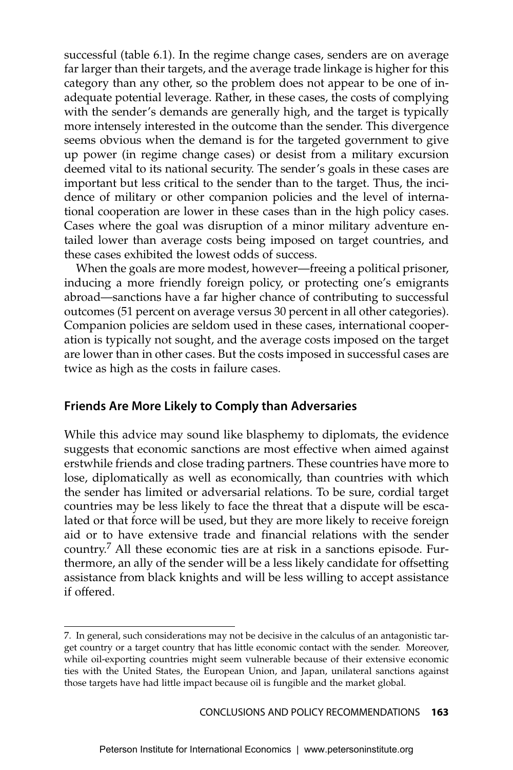successful (table 6.1). In the regime change cases, senders are on average far larger than their targets, and the average trade linkage is higher for this category than any other, so the problem does not appear to be one of inadequate potential leverage. Rather, in these cases, the costs of complying with the sender's demands are generally high, and the target is typically more intensely interested in the outcome than the sender. This divergence seems obvious when the demand is for the targeted government to give up power (in regime change cases) or desist from a military excursion deemed vital to its national security. The sender's goals in these cases are important but less critical to the sender than to the target. Thus, the incidence of military or other companion policies and the level of international cooperation are lower in these cases than in the high policy cases. Cases where the goal was disruption of a minor military adventure entailed lower than average costs being imposed on target countries, and these cases exhibited the lowest odds of success.

When the goals are more modest, however—freeing a political prisoner, inducing a more friendly foreign policy, or protecting one's emigrants abroad—sanctions have a far higher chance of contributing to successful outcomes (51 percent on average versus 30 percent in all other categories). Companion policies are seldom used in these cases, international cooperation is typically not sought, and the average costs imposed on the target are lower than in other cases. But the costs imposed in successful cases are twice as high as the costs in failure cases.

### Friends Are More Likely to Comply than Adversaries

While this advice may sound like blasphemy to diplomats, the evidence suggests that economic sanctions are most effective when aimed against erstwhile friends and close trading partners. These countries have more to lose, diplomatically as well as economically, than countries with which the sender has limited or adversarial relations. To be sure, cordial target countries may be less likely to face the threat that a dispute will be escalated or that force will be used, but they are more likely to receive foreign aid or to have extensive trade and financial relations with the sender country.[7] All these economic ties are at risk in a sanctions episode. Furthermore, an ally of the sender will be a less likely candidate for offsetting assistance from black knights and will be less willing to accept assistance if offered.

---

7. In general, such considerations may not be decisive in the calculus of an antagonistic target country or a target country that has little economic contact with the sender. Moreover, while oil-exporting countries might seem vulnerable because of their extensive economic ties with the United States, the European Union, and Japan, unilateral sanctions against those targets have had little impact because oil is fungible and the market global.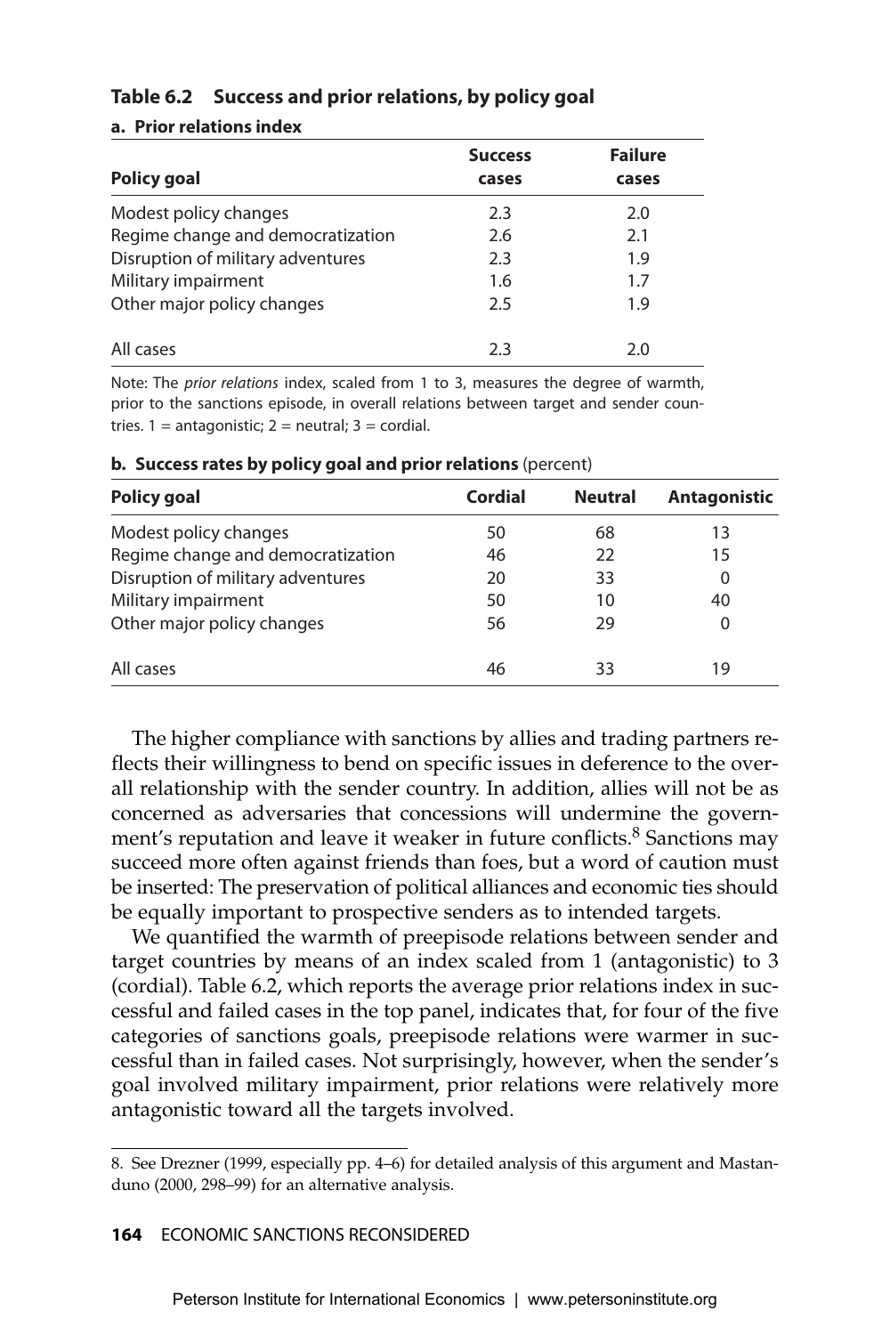### Table 6.2 Success and prior relations, by policy goal

**a. Prior relations index**

| Policy goal | Success cases | Failure cases |
|---|---|---|
| Modest policy changes | 2.3 | 2.0 |
| Regime change and democratization | 2.6 | 2.1 |
| Disruption of military adventures | 2.3 | 1.9 |
| Military impairment | 1.6 | 1.7 |
| Other major policy changes | 2.5 | 1.9 |
| All cases | 2.3 | 2.0 |

Note: The *prior relations* index, scaled from 1 to 3, measures the degree of warmth, prior to the sanctions episode, in overall relations between target and sender countries. 1 = antagonistic; 2 = neutral; 3 = cordial.

**b. Success rates by policy goal and prior relations** (percent)

| Policy goal | Cordial | Neutral | Antagonistic |
|---|---|---|---|
| Modest policy changes | 50 | 68 | 13 |
| Regime change and democratization | 46 | 22 | 15 |
| Disruption of military adventures | 20 | 33 | 0 |
| Military impairment | 50 | 10 | 40 |
| Other major policy changes | 56 | 29 | 0 |
| All cases | 46 | 33 | 19 |

The higher compliance with sanctions by allies and trading partners reflects their willingness to bend on specific issues in deference to the overall relationship with the sender country. In addition, allies will not be as concerned as adversaries that concessions will undermine the government's reputation and leave it weaker in future conflicts.[8] Sanctions may succeed more often against friends than foes, but a word of caution must be inserted: The preservation of political alliances and economic ties should be equally important to prospective senders as to intended targets.

We quantified the warmth of preepisode relations between sender and target countries by means of an index scaled from 1 (antagonistic) to 3 (cordial). Table 6.2, which reports the average prior relations index in successful and failed cases in the top panel, indicates that, for four of the five categories of sanctions goals, preepisode relations were warmer in successful than in failed cases. Not surprisingly, however, when the sender's goal involved military impairment, prior relations were relatively more antagonistic toward all the targets involved.

8. See Drezner (1999, especially pp. 4–6) for detailed analysis of this argument and Mastanduno (2000, 298–99) for an alternative analysis.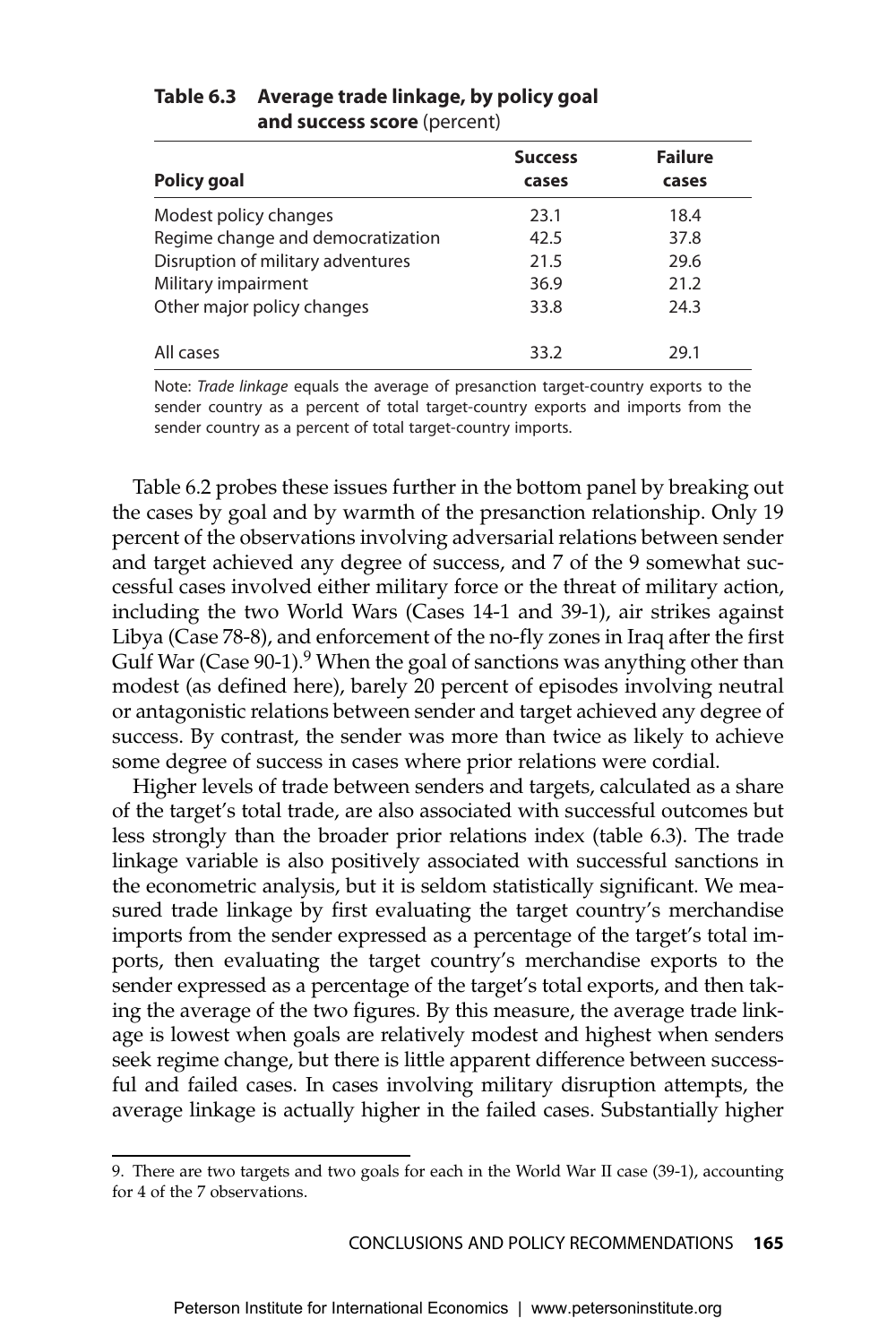**Table 6.3 Average trade linkage, by policy goal and success score** (percent)

| Policy goal | Success cases | Failure cases |
|---|---|---|
| Modest policy changes | 23.1 | 18.4 |
| Regime change and democratization | 42.5 | 37.8 |
| Disruption of military adventures | 21.5 | 29.6 |
| Military impairment | 36.9 | 21.2 |
| Other major policy changes | 33.8 | 24.3 |
| All cases | 33.2 | 29.1 |

Note: *Trade linkage* equals the average of presanction target-country exports to the sender country as a percent of total target-country exports and imports from the sender country as a percent of total target-country imports.

Table 6.2 probes these issues further in the bottom panel by breaking out the cases by goal and by warmth of the presanction relationship. Only 19 percent of the observations involving adversarial relations between sender and target achieved any degree of success, and 7 of the 9 somewhat successful cases involved either military force or the threat of military action, including the two World Wars (Cases 14-1 and 39-1), air strikes against Libya (Case 78-8), and enforcement of the no-fly zones in Iraq after the first Gulf War (Case 90-1).[9] When the goal of sanctions was anything other than modest (as defined here), barely 20 percent of episodes involving neutral or antagonistic relations between sender and target achieved any degree of success. By contrast, the sender was more than twice as likely to achieve some degree of success in cases where prior relations were cordial.

Higher levels of trade between senders and targets, calculated as a share of the target's total trade, are also associated with successful outcomes but less strongly than the broader prior relations index (table 6.3). The trade linkage variable is also positively associated with successful sanctions in the econometric analysis, but it is seldom statistically significant. We measured trade linkage by first evaluating the target country's merchandise imports from the sender expressed as a percentage of the target's total imports, then evaluating the target country's merchandise exports to the sender expressed as a percentage of the target's total exports, and then taking the average of the two figures. By this measure, the average trade linkage is lowest when goals are relatively modest and highest when senders seek regime change, but there is little apparent difference between successful and failed cases. In cases involving military disruption attempts, the average linkage is actually higher in the failed cases. Substantially higher

9. There are two targets and two goals for each in the World War II case (39-1), accounting for 4 of the 7 observations.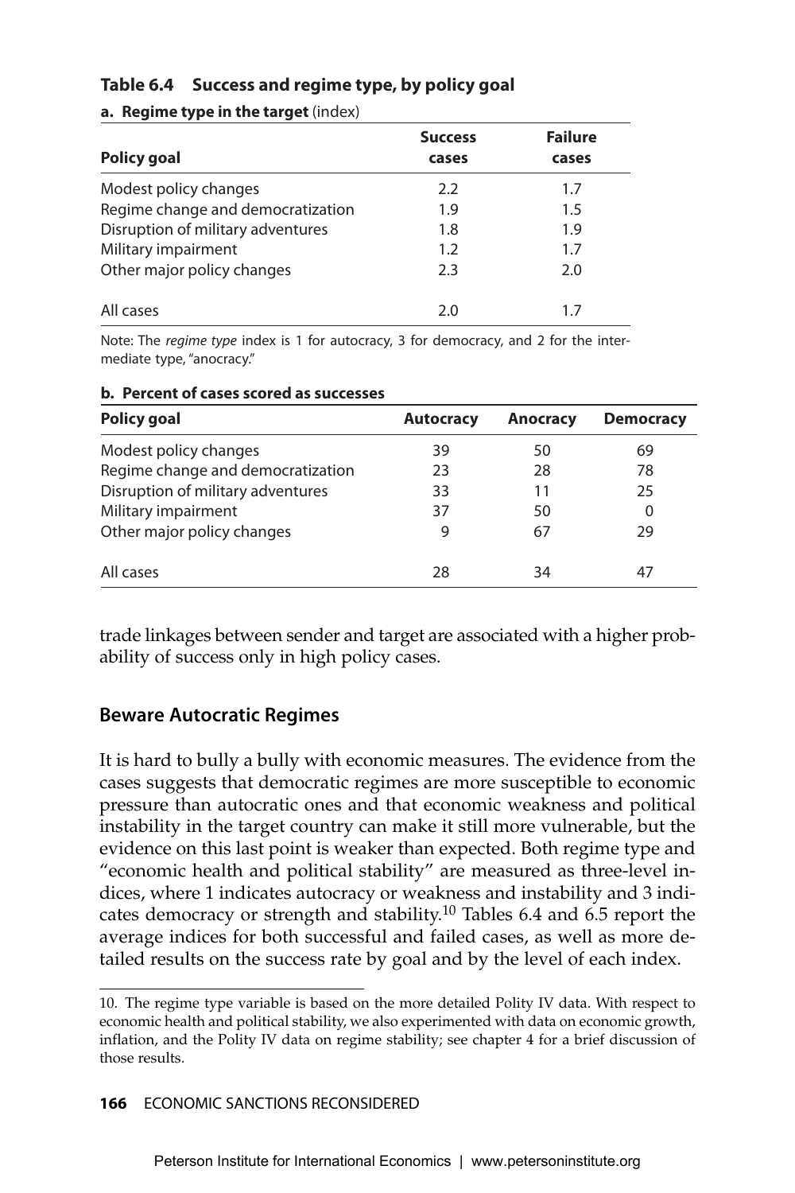### Table 6.4 Success and regime type, by policy goal

**a. Regime type in the target** (index)

| Policy goal | Success cases | Failure cases |
|---|---|---|
| Modest policy changes | 2.2 | 1.7 |
| Regime change and democratization | 1.9 | 1.5 |
| Disruption of military adventures | 1.8 | 1.9 |
| Military impairment | 1.2 | 1.7 |
| Other major policy changes | 2.3 | 2.0 |
| All cases | 2.0 | 1.7 |

Note: The *regime type* index is 1 for autocracy, 3 for democracy, and 2 for the intermediate type, "anocracy."

**b. Percent of cases scored as successes**

| Policy goal | Autocracy | Anocracy | Democracy |
|---|---|---|---|
| Modest policy changes | 39 | 50 | 69 |
| Regime change and democratization | 23 | 28 | 78 |
| Disruption of military adventures | 33 | 11 | 25 |
| Military impairment | 37 | 50 | 0 |
| Other major policy changes | 9 | 67 | 29 |
| All cases | 28 | 34 | 47 |

trade linkages between sender and target are associated with a higher probability of success only in high policy cases.

## Beware Autocratic Regimes

It is hard to bully a bully with economic measures. The evidence from the cases suggests that democratic regimes are more susceptible to economic pressure than autocratic ones and that economic weakness and political instability in the target country can make it still more vulnerable, but the evidence on this last point is weaker than expected. Both regime type and "economic health and political stability" are measured as three-level indices, where 1 indicates autocracy or weakness and instability and 3 indicates democracy or strength and stability.[10] Tables 6.4 and 6.5 report the average indices for both successful and failed cases, as well as more detailed results on the success rate by goal and by the level of each index.

10. The regime type variable is based on the more detailed Polity IV data. With respect to economic health and political stability, we also experimented with data on economic growth, inflation, and the Polity IV data on regime stability; see chapter 4 for a brief discussion of those results.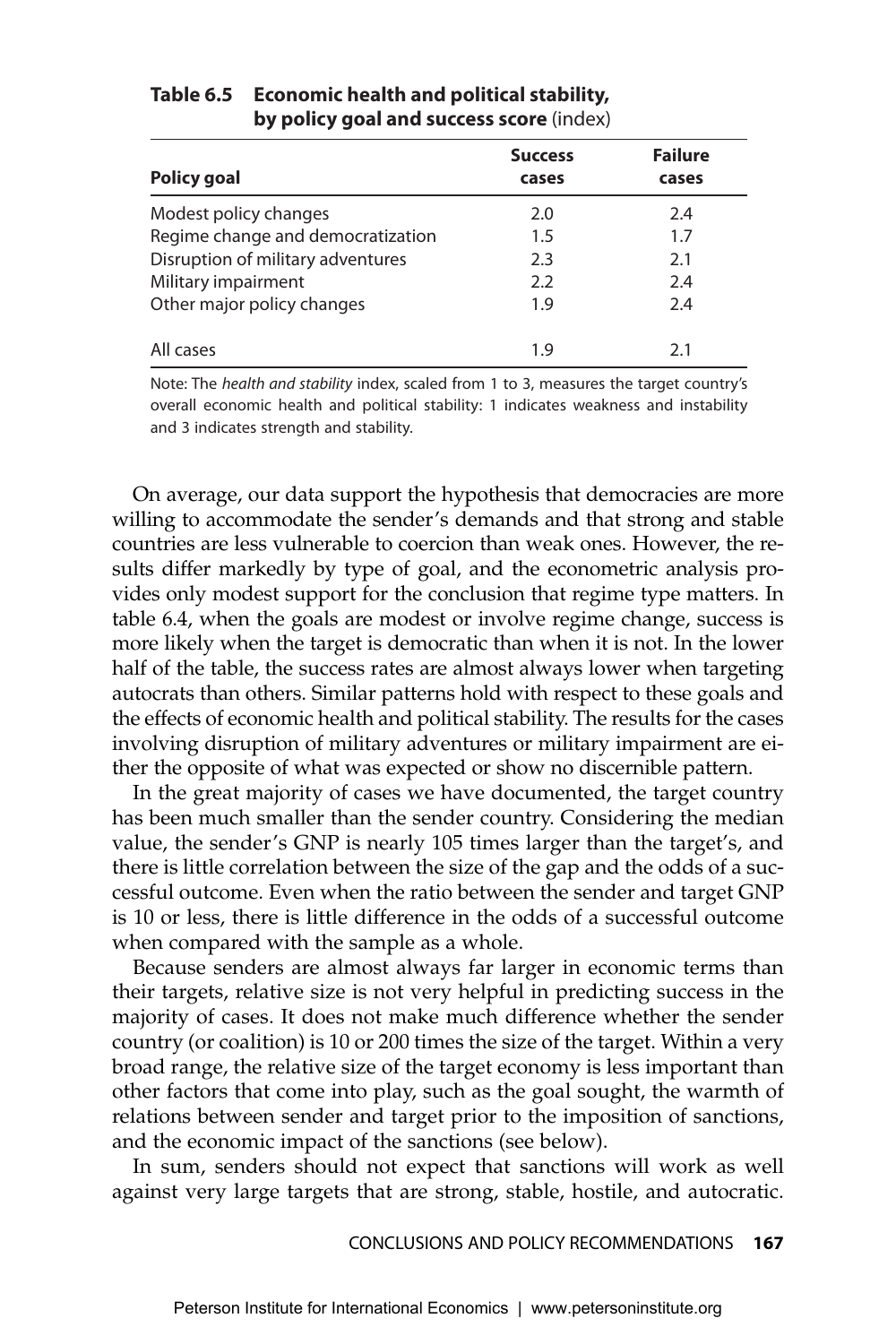**Table 6.5 Economic health and political stability, by policy goal and success score** (index)

| Policy goal | Success cases | Failure cases |
|---|---|---|
| Modest policy changes | 2.0 | 2.4 |
| Regime change and democratization | 1.5 | 1.7 |
| Disruption of military adventures | 2.3 | 2.1 |
| Military impairment | 2.2 | 2.4 |
| Other major policy changes | 1.9 | 2.4 |
| All cases | 1.9 | 2.1 |

Note: The *health and stability* index, scaled from 1 to 3, measures the target country's overall economic health and political stability: 1 indicates weakness and instability and 3 indicates strength and stability.

On average, our data support the hypothesis that democracies are more willing to accommodate the sender's demands and that strong and stable countries are less vulnerable to coercion than weak ones. However, the results differ markedly by type of goal, and the econometric analysis provides only modest support for the conclusion that regime type matters. In table 6.4, when the goals are modest or involve regime change, success is more likely when the target is democratic than when it is not. In the lower half of the table, the success rates are almost always lower when targeting autocrats than others. Similar patterns hold with respect to these goals and the effects of economic health and political stability. The results for the cases involving disruption of military adventures or military impairment are either the opposite of what was expected or show no discernible pattern.

In the great majority of cases we have documented, the target country has been much smaller than the sender country. Considering the median value, the sender's GNP is nearly 105 times larger than the target's, and there is little correlation between the size of the gap and the odds of a successful outcome. Even when the ratio between the sender and target GNP is 10 or less, there is little difference in the odds of a successful outcome when compared with the sample as a whole.

Because senders are almost always far larger in economic terms than their targets, relative size is not very helpful in predicting success in the majority of cases. It does not make much difference whether the sender country (or coalition) is 10 or 200 times the size of the target. Within a very broad range, the relative size of the target economy is less important than other factors that come into play, such as the goal sought, the warmth of relations between sender and target prior to the imposition of sanctions, and the economic impact of the sanctions (see below).

In sum, senders should not expect that sanctions will work as well against very large targets that are strong, stable, hostile, and autocratic.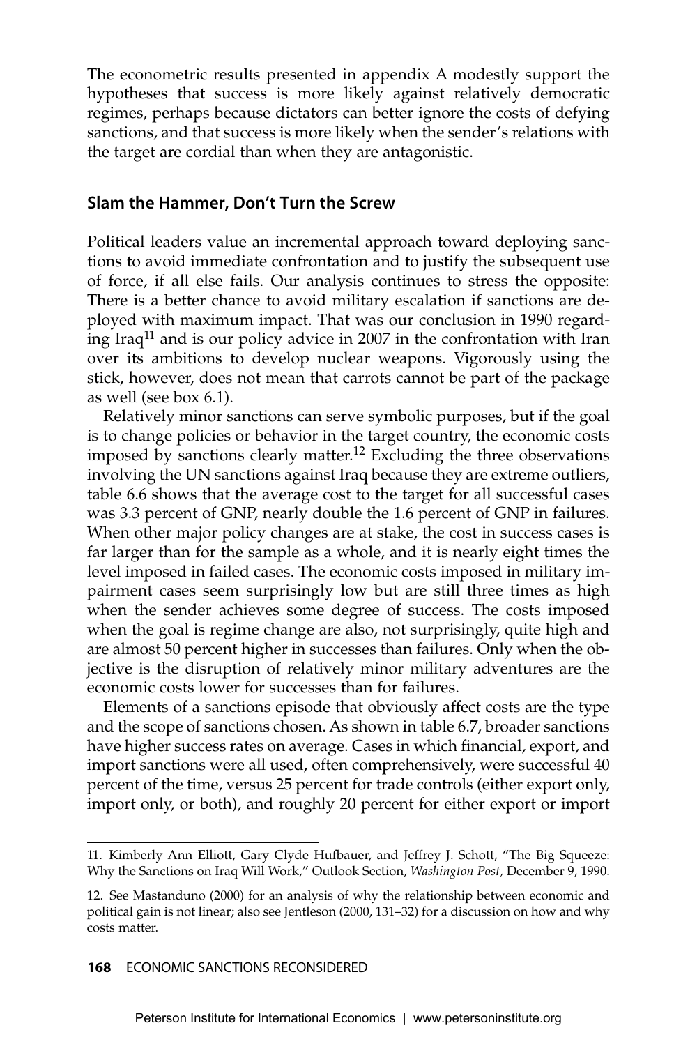The econometric results presented in appendix A modestly support the hypotheses that success is more likely against relatively democratic regimes, perhaps because dictators can better ignore the costs of defying sanctions, and that success is more likely when the sender's relations with the target are cordial than when they are antagonistic.

## Slam the Hammer, Don't Turn the Screw

Political leaders value an incremental approach toward deploying sanctions to avoid immediate confrontation and to justify the subsequent use of force, if all else fails. Our analysis continues to stress the opposite: There is a better chance to avoid military escalation if sanctions are deployed with maximum impact. That was our conclusion in 1990 regarding Iraq[11] and is our policy advice in 2007 in the confrontation with Iran over its ambitions to develop nuclear weapons. Vigorously using the stick, however, does not mean that carrots cannot be part of the package as well (see box 6.1).

Relatively minor sanctions can serve symbolic purposes, but if the goal is to change policies or behavior in the target country, the economic costs imposed by sanctions clearly matter.[12] Excluding the three observations involving the UN sanctions against Iraq because they are extreme outliers, table 6.6 shows that the average cost to the target for all successful cases was 3.3 percent of GNP, nearly double the 1.6 percent of GNP in failures. When other major policy changes are at stake, the cost in success cases is far larger than for the sample as a whole, and it is nearly eight times the level imposed in failed cases. The economic costs imposed in military impairment cases seem surprisingly low but are still three times as high when the sender achieves some degree of success. The costs imposed when the goal is regime change are also, not surprisingly, quite high and are almost 50 percent higher in successes than failures. Only when the objective is the disruption of relatively minor military adventures are the economic costs lower for successes than for failures.

Elements of a sanctions episode that obviously affect costs are the type and the scope of sanctions chosen. As shown in table 6.7, broader sanctions have higher success rates on average. Cases in which financial, export, and import sanctions were all used, often comprehensively, were successful 40 percent of the time, versus 25 percent for trade controls (either export only, import only, or both), and roughly 20 percent for either export or import

11. Kimberly Ann Elliott, Gary Clyde Hufbauer, and Jeffrey J. Schott, "The Big Squeeze: Why the Sanctions on Iraq Will Work," Outlook Section, *Washington Post,* December 9, 1990.

12. See Mastanduno (2000) for an analysis of why the relationship between economic and political gain is not linear; also see Jentleson (2000, 131–32) for a discussion on how and why costs matter.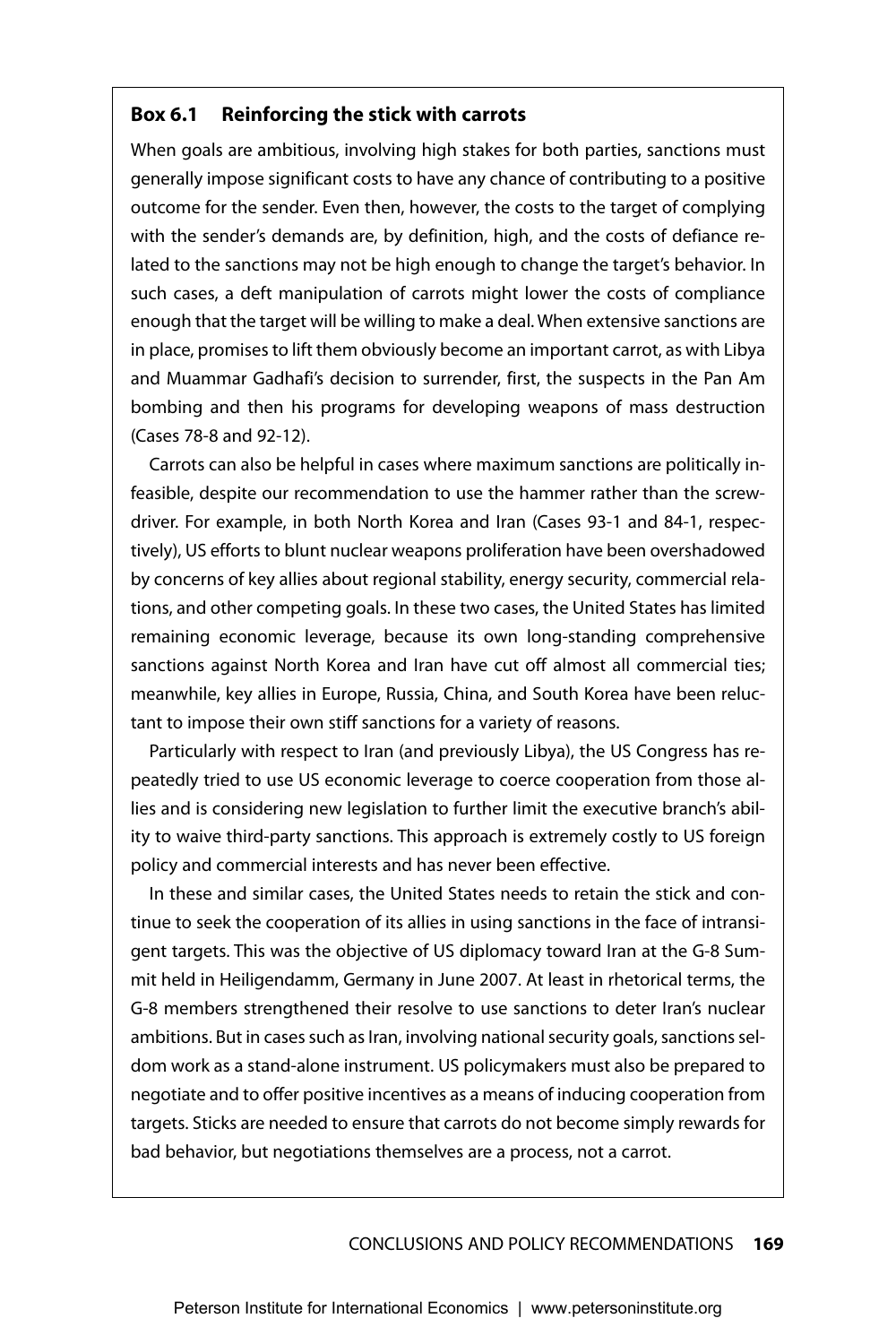### Box 6.1 Reinforcing the stick with carrots

When goals are ambitious, involving high stakes for both parties, sanctions must generally impose significant costs to have any chance of contributing to a positive outcome for the sender. Even then, however, the costs to the target of complying with the sender's demands are, by definition, high, and the costs of defiance related to the sanctions may not be high enough to change the target's behavior. In such cases, a deft manipulation of carrots might lower the costs of compliance enough that the target will be willing to make a deal. When extensive sanctions are in place, promises to lift them obviously become an important carrot, as with Libya and Muammar Gadhafi's decision to surrender, first, the suspects in the Pan Am bombing and then his programs for developing weapons of mass destruction (Cases 78-8 and 92-12).

Carrots can also be helpful in cases where maximum sanctions are politically infeasible, despite our recommendation to use the hammer rather than the screwdriver. For example, in both North Korea and Iran (Cases 93-1 and 84-1, respectively), US efforts to blunt nuclear weapons proliferation have been overshadowed by concerns of key allies about regional stability, energy security, commercial relations, and other competing goals. In these two cases, the United States has limited remaining economic leverage, because its own long-standing comprehensive sanctions against North Korea and Iran have cut off almost all commercial ties; meanwhile, key allies in Europe, Russia, China, and South Korea have been reluctant to impose their own stiff sanctions for a variety of reasons.

Particularly with respect to Iran (and previously Libya), the US Congress has repeatedly tried to use US economic leverage to coerce cooperation from those allies and is considering new legislation to further limit the executive branch's ability to waive third-party sanctions. This approach is extremely costly to US foreign policy and commercial interests and has never been effective.

In these and similar cases, the United States needs to retain the stick and continue to seek the cooperation of its allies in using sanctions in the face of intransigent targets. This was the objective of US diplomacy toward Iran at the G-8 Summit held in Heiligendamm, Germany in June 2007. At least in rhetorical terms, the G-8 members strengthened their resolve to use sanctions to deter Iran's nuclear ambitions. But in cases such as Iran, involving national security goals, sanctions seldom work as a stand-alone instrument. US policymakers must also be prepared to negotiate and to offer positive incentives as a means of inducing cooperation from targets. Sticks are needed to ensure that carrots do not become simply rewards for bad behavior, but negotiations themselves are a process, not a carrot.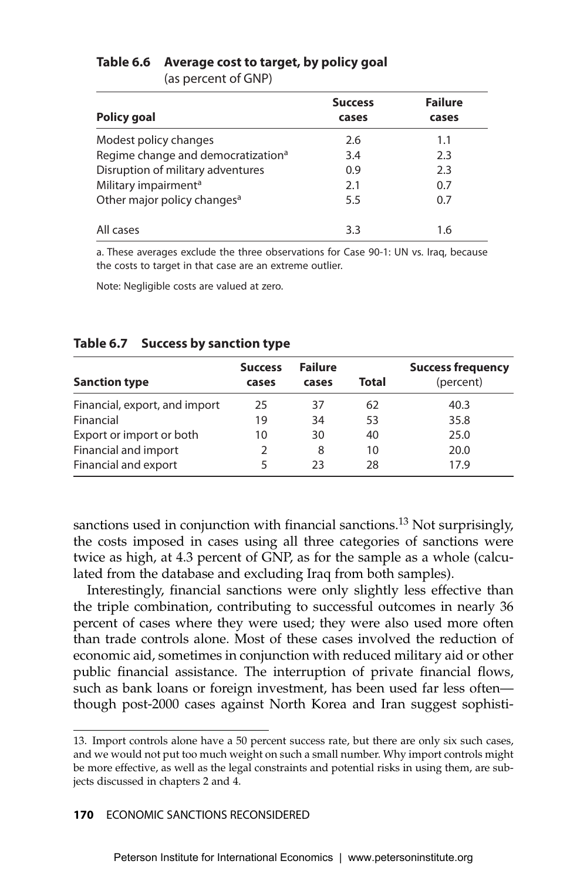**Table 6.6 Average cost to target, by policy goal**
(as percent of GNP)

| Policy goal | Success cases | Failure cases |
|---|---|---|
| Modest policy changes | 2.6 | 1.1 |
| Regime change and democratization[a] | 3.4 | 2.3 |
| Disruption of military adventures | 0.9 | 2.3 |
| Military impairment[a] | 2.1 | 0.7 |
| Other major policy changes[a] | 5.5 | 0.7 |
| All cases | 3.3 | 1.6 |

a. These averages exclude the three observations for Case 90-1: UN vs. Iraq, because the costs to target in that case are an extreme outlier.

Note: Negligible costs are valued at zero.

**Table 6.7 Success by sanction type**

| Sanction type | Success cases | Failure cases | Total | Success frequency (percent) |
|---|---|---|---|---|
| Financial, export, and import | 25 | 37 | 62 | 40.3 |
| Financial | 19 | 34 | 53 | 35.8 |
| Export or import or both | 10 | 30 | 40 | 25.0 |
| Financial and import | 2 | 8 | 10 | 20.0 |
| Financial and export | 5 | 23 | 28 | 17.9 |

sanctions used in conjunction with financial sanctions.[13] Not surprisingly, the costs imposed in cases using all three categories of sanctions were twice as high, at 4.3 percent of GNP, as for the sample as a whole (calculated from the database and excluding Iraq from both samples).

Interestingly, financial sanctions were only slightly less effective than the triple combination, contributing to successful outcomes in nearly 36 percent of cases where they were used; they were also used more often than trade controls alone. Most of these cases involved the reduction of economic aid, sometimes in conjunction with reduced military aid or other public financial assistance. The interruption of private financial flows, such as bank loans or foreign investment, has been used far less often—though post-2000 cases against North Korea and Iran suggest sophisti-

13. Import controls alone have a 50 percent success rate, but there are only six such cases, and we would not put too much weight on such a small number. Why import controls might be more effective, as well as the legal constraints and potential risks in using them, are subjects discussed in chapters 2 and 4.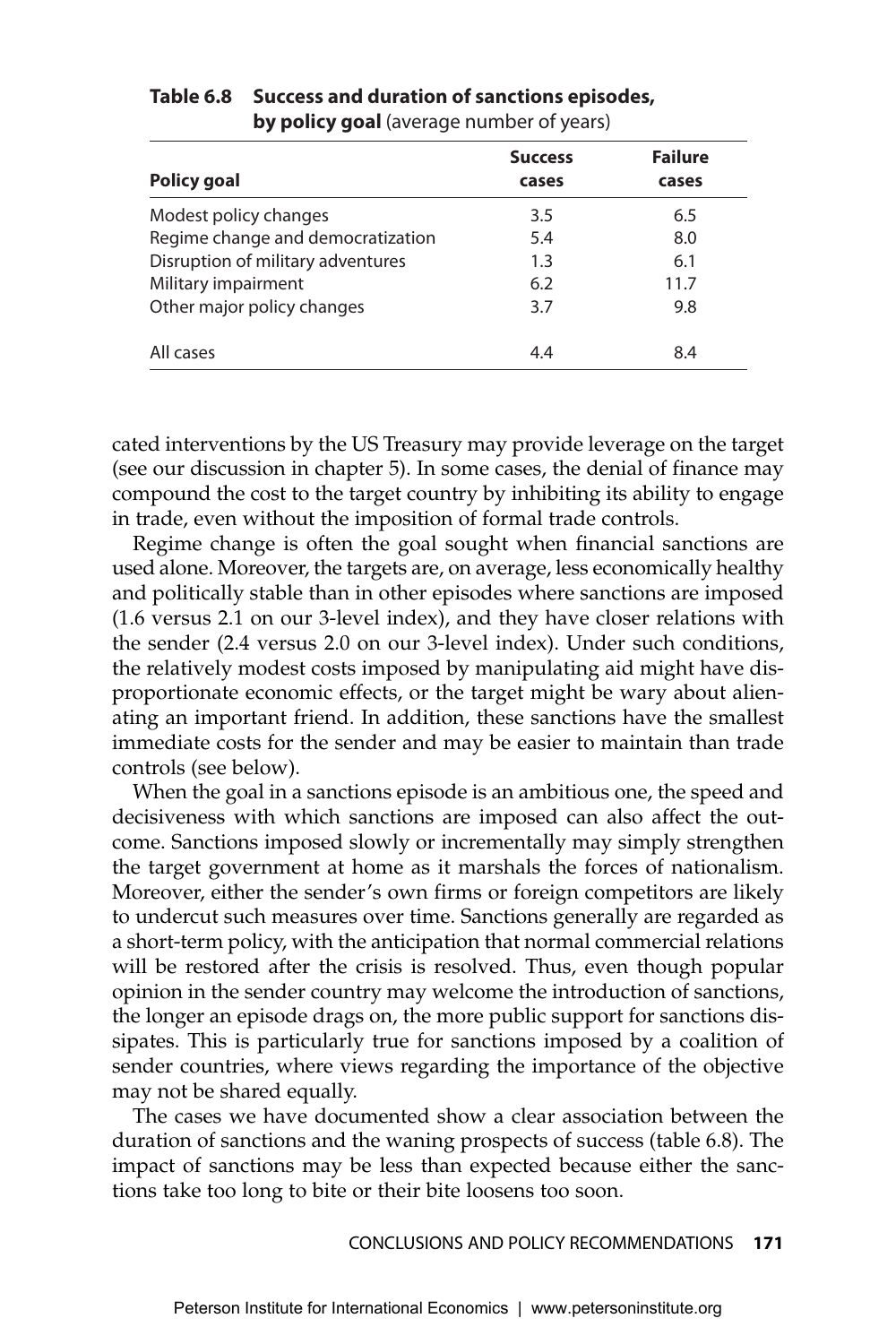**Table 6.8 Success and duration of sanctions episodes, by policy goal** (average number of years)

| Policy goal | Success cases | Failure cases |
|---|---|---|
| Modest policy changes | 3.5 | 6.5 |
| Regime change and democratization | 5.4 | 8.0 |
| Disruption of military adventures | 1.3 | 6.1 |
| Military impairment | 6.2 | 11.7 |
| Other major policy changes | 3.7 | 9.8 |
| All cases | 4.4 | 8.4 |

cated interventions by the US Treasury may provide leverage on the target (see our discussion in chapter 5). In some cases, the denial of finance may compound the cost to the target country by inhibiting its ability to engage in trade, even without the imposition of formal trade controls.

Regime change is often the goal sought when financial sanctions are used alone. Moreover, the targets are, on average, less economically healthy and politically stable than in other episodes where sanctions are imposed (1.6 versus 2.1 on our 3-level index), and they have closer relations with the sender (2.4 versus 2.0 on our 3-level index). Under such conditions, the relatively modest costs imposed by manipulating aid might have disproportionate economic effects, or the target might be wary about alienating an important friend. In addition, these sanctions have the smallest immediate costs for the sender and may be easier to maintain than trade controls (see below).

When the goal in a sanctions episode is an ambitious one, the speed and decisiveness with which sanctions are imposed can also affect the outcome. Sanctions imposed slowly or incrementally may simply strengthen the target government at home as it marshals the forces of nationalism. Moreover, either the sender's own firms or foreign competitors are likely to undercut such measures over time. Sanctions generally are regarded as a short-term policy, with the anticipation that normal commercial relations will be restored after the crisis is resolved. Thus, even though popular opinion in the sender country may welcome the introduction of sanctions, the longer an episode drags on, the more public support for sanctions dissipates. This is particularly true for sanctions imposed by a coalition of sender countries, where views regarding the importance of the objective may not be shared equally.

The cases we have documented show a clear association between the duration of sanctions and the waning prospects of success (table 6.8). The impact of sanctions may be less than expected because either the sanctions take too long to bite or their bite loosens too soon.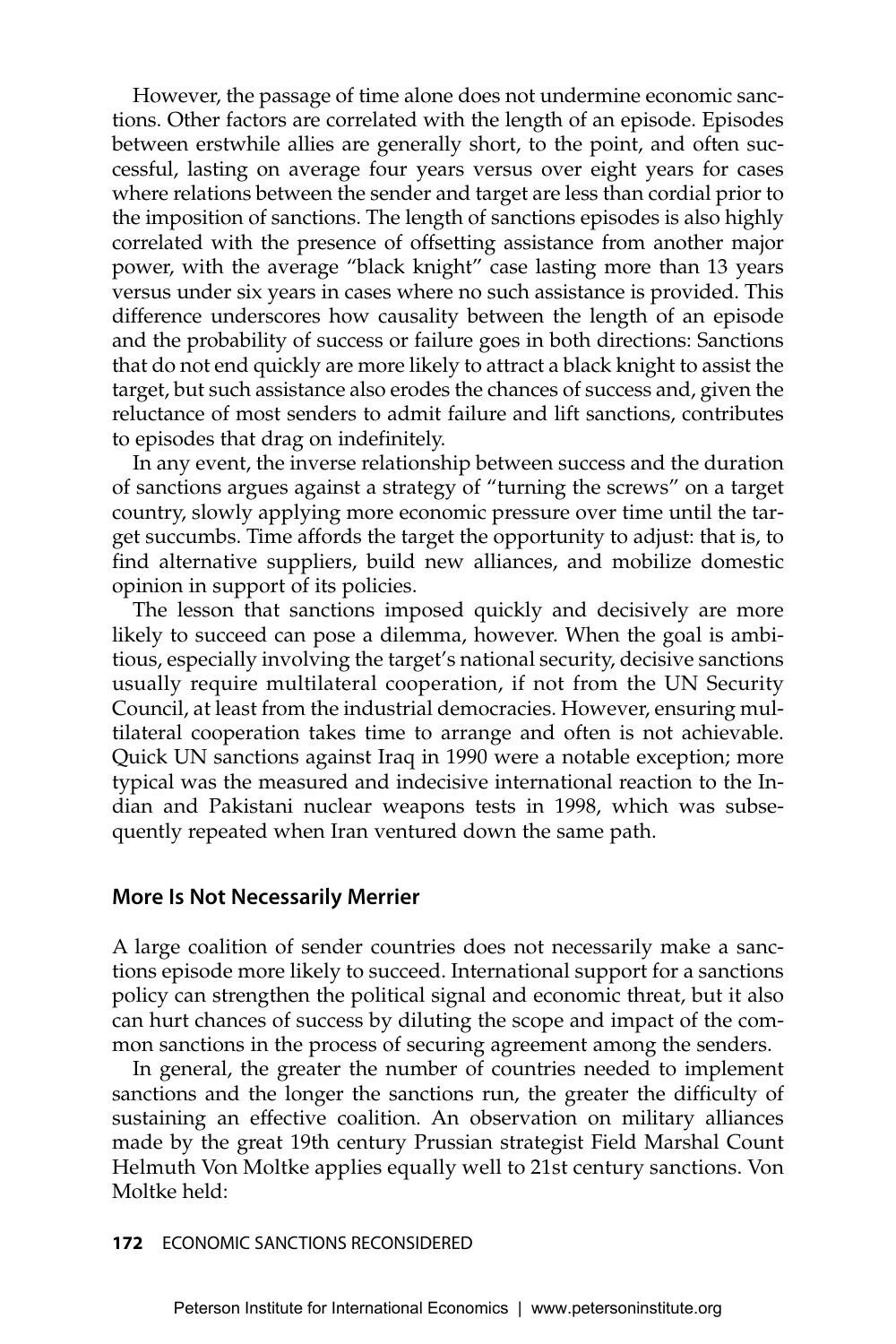However, the passage of time alone does not undermine economic sanctions. Other factors are correlated with the length of an episode. Episodes between erstwhile allies are generally short, to the point, and often successful, lasting on average four years versus over eight years for cases where relations between the sender and target are less than cordial prior to the imposition of sanctions. The length of sanctions episodes is also highly correlated with the presence of offsetting assistance from another major power, with the average "black knight" case lasting more than 13 years versus under six years in cases where no such assistance is provided. This difference underscores how causality between the length of an episode and the probability of success or failure goes in both directions: Sanctions that do not end quickly are more likely to attract a black knight to assist the target, but such assistance also erodes the chances of success and, given the reluctance of most senders to admit failure and lift sanctions, contributes to episodes that drag on indefinitely.

In any event, the inverse relationship between success and the duration of sanctions argues against a strategy of "turning the screws" on a target country, slowly applying more economic pressure over time until the target succumbs. Time affords the target the opportunity to adjust: that is, to find alternative suppliers, build new alliances, and mobilize domestic opinion in support of its policies.

The lesson that sanctions imposed quickly and decisively are more likely to succeed can pose a dilemma, however. When the goal is ambitious, especially involving the target's national security, decisive sanctions usually require multilateral cooperation, if not from the UN Security Council, at least from the industrial democracies. However, ensuring multilateral cooperation takes time to arrange and often is not achievable. Quick UN sanctions against Iraq in 1990 were a notable exception; more typical was the measured and indecisive international reaction to the Indian and Pakistani nuclear weapons tests in 1998, which was subsequently repeated when Iran ventured down the same path.

## More Is Not Necessarily Merrier

A large coalition of sender countries does not necessarily make a sanctions episode more likely to succeed. International support for a sanctions policy can strengthen the political signal and economic threat, but it also can hurt chances of success by diluting the scope and impact of the common sanctions in the process of securing agreement among the senders.

In general, the greater the number of countries needed to implement sanctions and the longer the sanctions run, the greater the difficulty of sustaining an effective coalition. An observation on military alliances made by the great 19th century Prussian strategist Field Marshal Count Helmuth Von Moltke applies equally well to 21st century sanctions. Von Moltke held: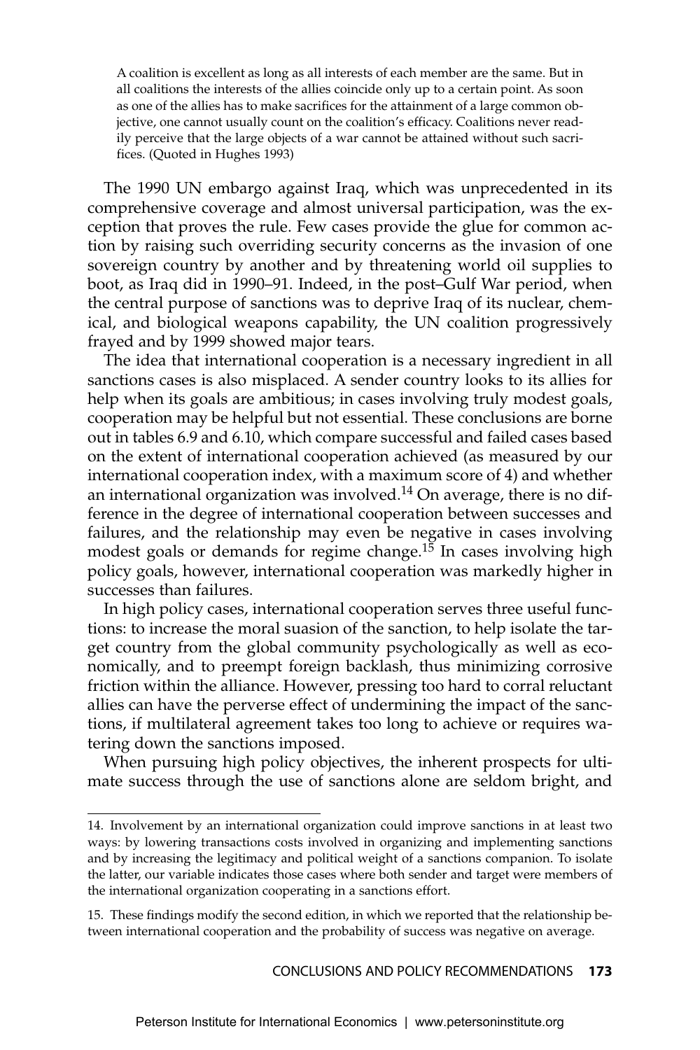> A coalition is excellent as long as all interests of each member are the same. But in all coalitions the interests of the allies coincide only up to a certain point. As soon as one of the allies has to make sacrifices for the attainment of a large common objective, one cannot usually count on the coalition's efficacy. Coalitions never readily perceive that the large objects of a war cannot be attained without such sacrifices. (Quoted in Hughes 1993)

The 1990 UN embargo against Iraq, which was unprecedented in its comprehensive coverage and almost universal participation, was the exception that proves the rule. Few cases provide the glue for common action by raising such overriding security concerns as the invasion of one sovereign country by another and by threatening world oil supplies to boot, as Iraq did in 1990–91. Indeed, in the post–Gulf War period, when the central purpose of sanctions was to deprive Iraq of its nuclear, chemical, and biological weapons capability, the UN coalition progressively frayed and by 1999 showed major tears.

The idea that international cooperation is a necessary ingredient in all sanctions cases is also misplaced. A sender country looks to its allies for help when its goals are ambitious; in cases involving truly modest goals, cooperation may be helpful but not essential. These conclusions are borne out in tables 6.9 and 6.10, which compare successful and failed cases based on the extent of international cooperation achieved (as measured by our international cooperation index, with a maximum score of 4) and whether an international organization was involved.[14] On average, there is no difference in the degree of international cooperation between successes and failures, and the relationship may even be negative in cases involving modest goals or demands for regime change.[15] In cases involving high policy goals, however, international cooperation was markedly higher in successes than failures.

In high policy cases, international cooperation serves three useful functions: to increase the moral suasion of the sanction, to help isolate the target country from the global community psychologically as well as economically, and to preempt foreign backlash, thus minimizing corrosive friction within the alliance. However, pressing too hard to corral reluctant allies can have the perverse effect of undermining the impact of the sanctions, if multilateral agreement takes too long to achieve or requires watering down the sanctions imposed.

When pursuing high policy objectives, the inherent prospects for ultimate success through the use of sanctions alone are seldom bright, and

---

14. Involvement by an international organization could improve sanctions in at least two ways: by lowering transactions costs involved in organizing and implementing sanctions and by increasing the legitimacy and political weight of a sanctions companion. To isolate the latter, our variable indicates those cases where both sender and target were members of the international organization cooperating in a sanctions effort.

15. These findings modify the second edition, in which we reported that the relationship between international cooperation and the probability of success was negative on average.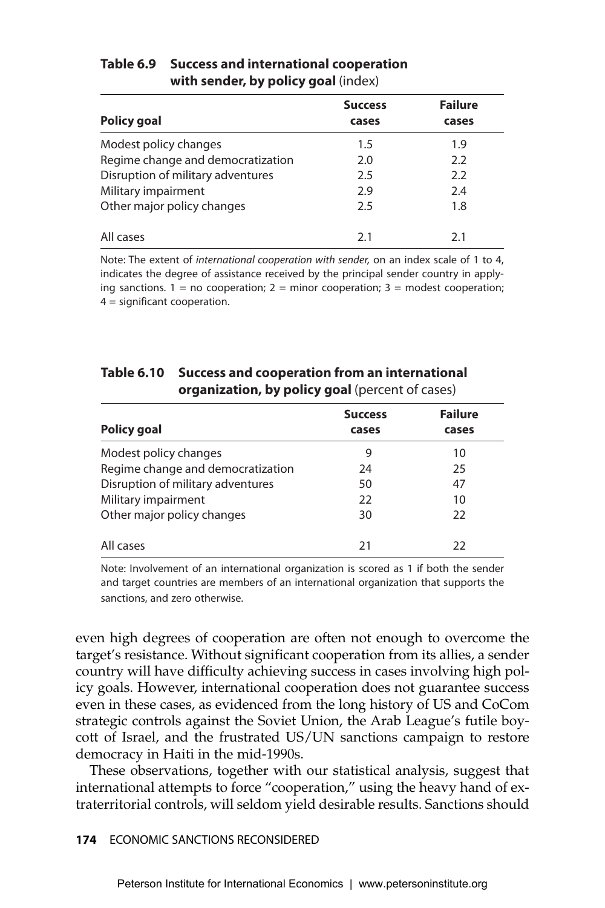**Table 6.9 Success and international cooperation with sender, by policy goal** (index)

| Policy goal | Success cases | Failure cases |
|---|---|---|
| Modest policy changes | 1.5 | 1.9 |
| Regime change and democratization | 2.0 | 2.2 |
| Disruption of military adventures | 2.5 | 2.2 |
| Military impairment | 2.9 | 2.4 |
| Other major policy changes | 2.5 | 1.8 |
| All cases | 2.1 | 2.1 |

Note: The extent of *international cooperation with sender,* on an index scale of 1 to 4, indicates the degree of assistance received by the principal sender country in applying sanctions. 1 = no cooperation; 2 = minor cooperation; 3 = modest cooperation; 4 = significant cooperation.

**Table 6.10 Success and cooperation from an international organization, by policy goal** (percent of cases)

| Policy goal | Success cases | Failure cases |
|---|---|---|
| Modest policy changes | 9 | 10 |
| Regime change and democratization | 24 | 25 |
| Disruption of military adventures | 50 | 47 |
| Military impairment | 22 | 10 |
| Other major policy changes | 30 | 22 |
| All cases | 21 | 22 |

Note: Involvement of an international organization is scored as 1 if both the sender and target countries are members of an international organization that supports the sanctions, and zero otherwise.

even high degrees of cooperation are often not enough to overcome the target's resistance. Without significant cooperation from its allies, a sender country will have difficulty achieving success in cases involving high policy goals. However, international cooperation does not guarantee success even in these cases, as evidenced from the long history of US and CoCom strategic controls against the Soviet Union, the Arab League's futile boycott of Israel, and the frustrated US/UN sanctions campaign to restore democracy in Haiti in the mid-1990s.

These observations, together with our statistical analysis, suggest that international attempts to force "cooperation," using the heavy hand of extraterritorial controls, will seldom yield desirable results. Sanctions should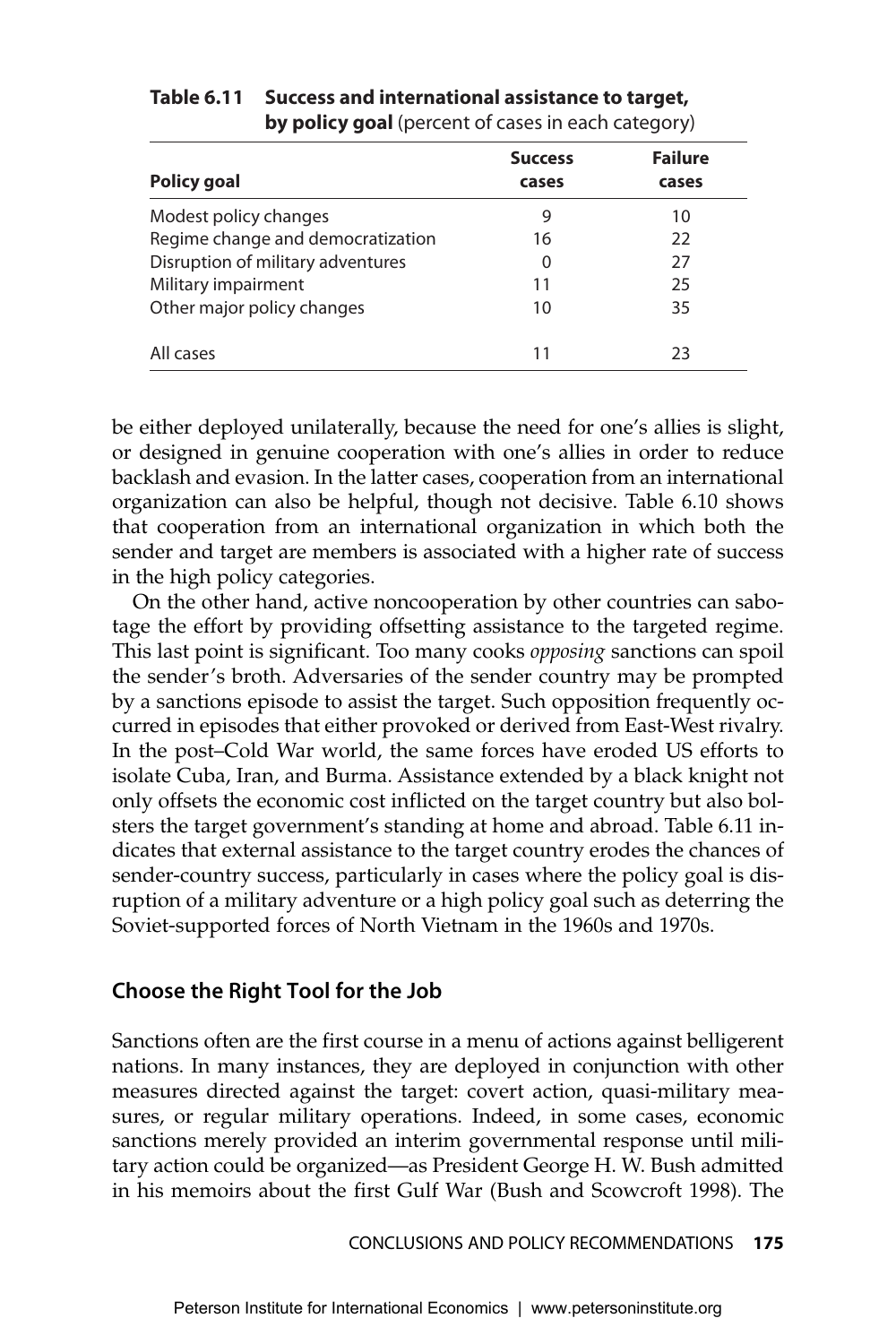**Table 6.11 Success and international assistance to target, by policy goal** (percent of cases in each category)

| Policy goal | Success cases | Failure cases |
|---|---|---|
| Modest policy changes | 9 | 10 |
| Regime change and democratization | 16 | 22 |
| Disruption of military adventures | 0 | 27 |
| Military impairment | 11 | 25 |
| Other major policy changes | 10 | 35 |
| All cases | 11 | 23 |

be either deployed unilaterally, because the need for one's allies is slight, or designed in genuine cooperation with one's allies in order to reduce backlash and evasion. In the latter cases, cooperation from an international organization can also be helpful, though not decisive. Table 6.10 shows that cooperation from an international organization in which both the sender and target are members is associated with a higher rate of success in the high policy categories.

On the other hand, active noncooperation by other countries can sabotage the effort by providing offsetting assistance to the targeted regime. This last point is significant. Too many cooks *opposing* sanctions can spoil the sender's broth. Adversaries of the sender country may be prompted by a sanctions episode to assist the target. Such opposition frequently occurred in episodes that either provoked or derived from East-West rivalry. In the post–Cold War world, the same forces have eroded US efforts to isolate Cuba, Iran, and Burma. Assistance extended by a black knight not only offsets the economic cost inflicted on the target country but also bolsters the target government's standing at home and abroad. Table 6.11 indicates that external assistance to the target country erodes the chances of sender-country success, particularly in cases where the policy goal is disruption of a military adventure or a high policy goal such as deterring the Soviet-supported forces of North Vietnam in the 1960s and 1970s.

## Choose the Right Tool for the Job

Sanctions often are the first course in a menu of actions against belligerent nations. In many instances, they are deployed in conjunction with other measures directed against the target: covert action, quasi-military measures, or regular military operations. Indeed, in some cases, economic sanctions merely provided an interim governmental response until military action could be organized—as President George H. W. Bush admitted in his memoirs about the first Gulf War (Bush and Scowcroft 1998). The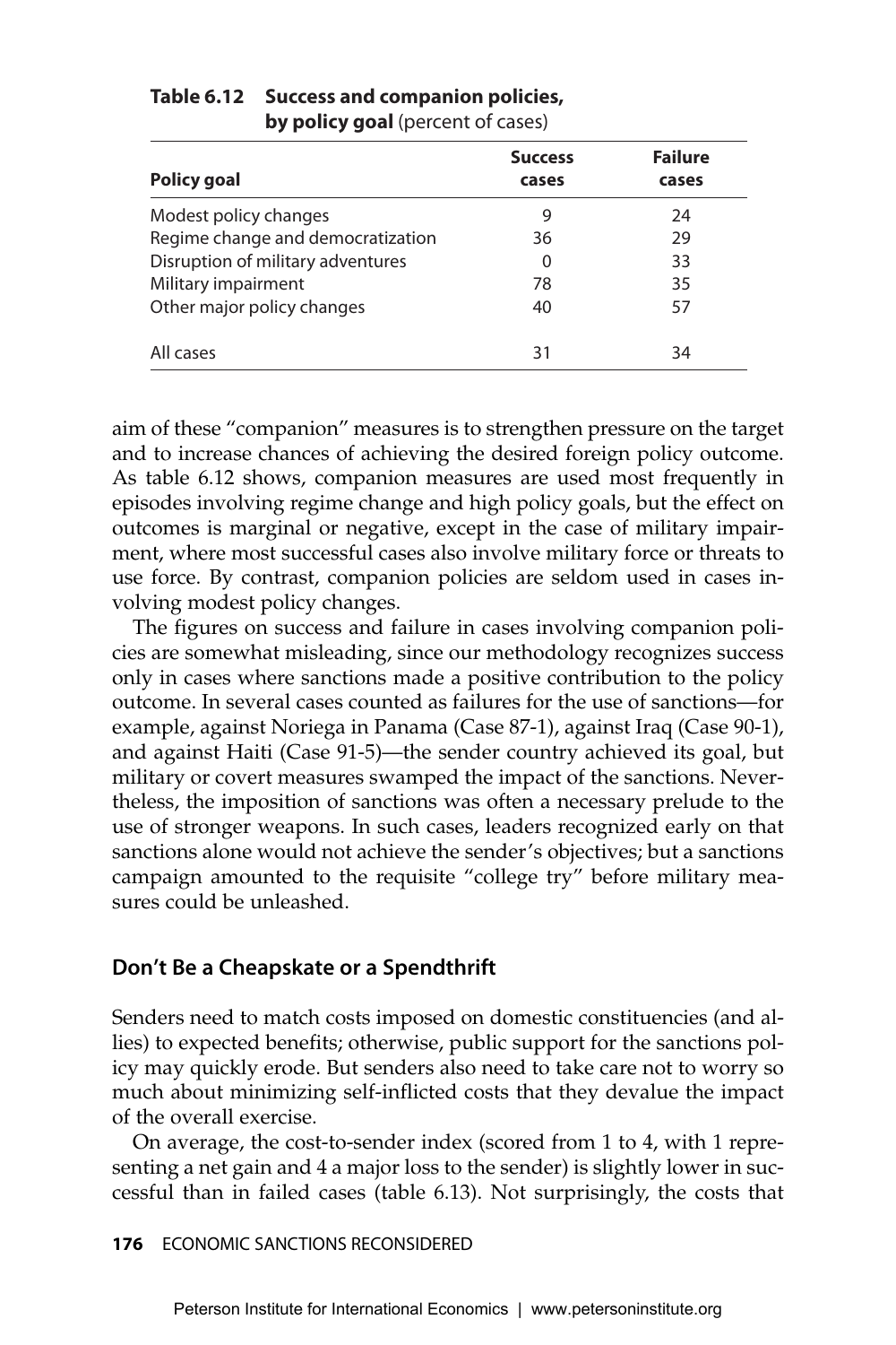**Table 6.12 Success and companion policies, by policy goal** (percent of cases)

| Policy goal | Success cases | Failure cases |
|---|---|---|
| Modest policy changes | 9 | 24 |
| Regime change and democratization | 36 | 29 |
| Disruption of military adventures | 0 | 33 |
| Military impairment | 78 | 35 |
| Other major policy changes | 40 | 57 |
| All cases | 31 | 34 |

aim of these "companion" measures is to strengthen pressure on the target and to increase chances of achieving the desired foreign policy outcome. As table 6.12 shows, companion measures are used most frequently in episodes involving regime change and high policy goals, but the effect on outcomes is marginal or negative, except in the case of military impairment, where most successful cases also involve military force or threats to use force. By contrast, companion policies are seldom used in cases involving modest policy changes.

The figures on success and failure in cases involving companion policies are somewhat misleading, since our methodology recognizes success only in cases where sanctions made a positive contribution to the policy outcome. In several cases counted as failures for the use of sanctions—for example, against Noriega in Panama (Case 87-1), against Iraq (Case 90-1), and against Haiti (Case 91-5)—the sender country achieved its goal, but military or covert measures swamped the impact of the sanctions. Nevertheless, the imposition of sanctions was often a necessary prelude to the use of stronger weapons. In such cases, leaders recognized early on that sanctions alone would not achieve the sender's objectives; but a sanctions campaign amounted to the requisite "college try" before military measures could be unleashed.

## Don't Be a Cheapskate or a Spendthrift

Senders need to match costs imposed on domestic constituencies (and allies) to expected benefits; otherwise, public support for the sanctions policy may quickly erode. But senders also need to take care not to worry so much about minimizing self-inflicted costs that they devalue the impact of the overall exercise.

On average, the cost-to-sender index (scored from 1 to 4, with 1 representing a net gain and 4 a major loss to the sender) is slightly lower in successful than in failed cases (table 6.13). Not surprisingly, the costs that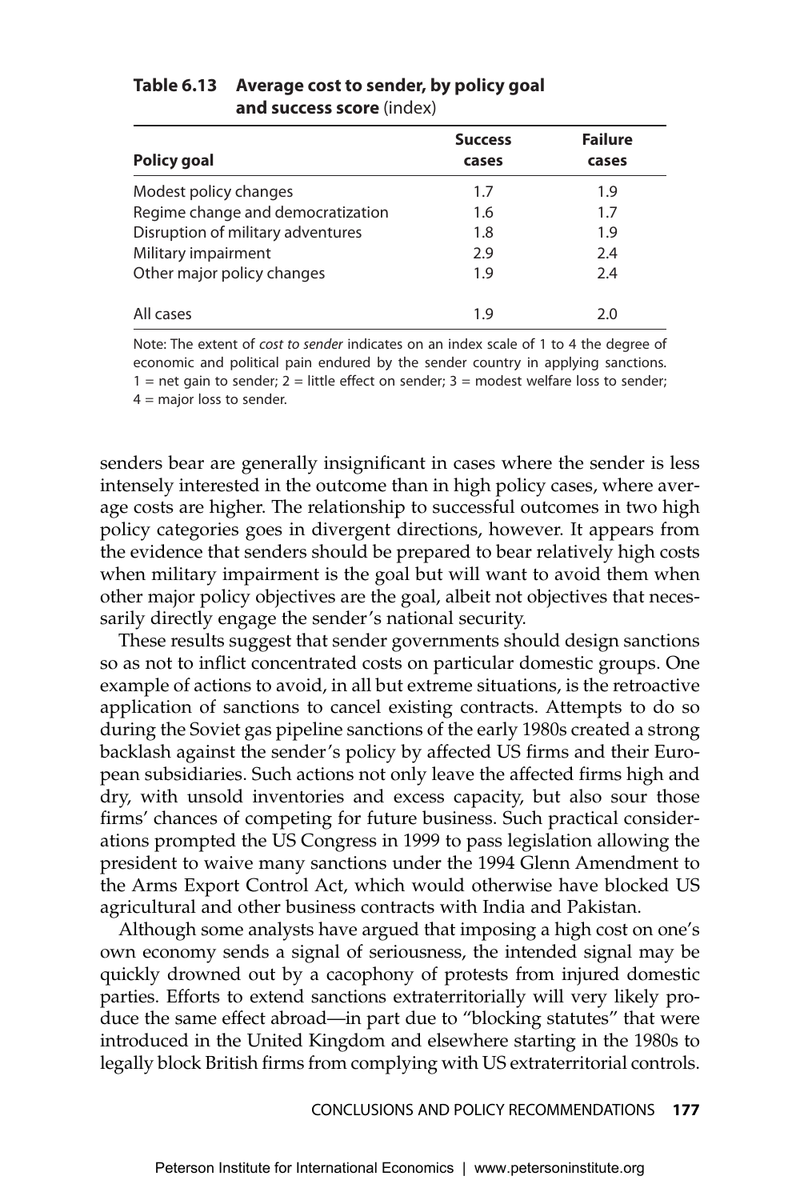**Table 6.13 Average cost to sender, by policy goal and success score** (index)

| Policy goal | Success cases | Failure cases |
|---|---|---|
| Modest policy changes | 1.7 | 1.9 |
| Regime change and democratization | 1.6 | 1.7 |
| Disruption of military adventures | 1.8 | 1.9 |
| Military impairment | 2.9 | 2.4 |
| Other major policy changes | 1.9 | 2.4 |
| All cases | 1.9 | 2.0 |

Note: The extent of *cost to sender* indicates on an index scale of 1 to 4 the degree of economic and political pain endured by the sender country in applying sanctions. 1 = net gain to sender; 2 = little effect on sender; 3 = modest welfare loss to sender; 4 = major loss to sender.

senders bear are generally insignificant in cases where the sender is less intensely interested in the outcome than in high policy cases, where average costs are higher. The relationship to successful outcomes in two high policy categories goes in divergent directions, however. It appears from the evidence that senders should be prepared to bear relatively high costs when military impairment is the goal but will want to avoid them when other major policy objectives are the goal, albeit not objectives that necessarily directly engage the sender's national security.

These results suggest that sender governments should design sanctions so as not to inflict concentrated costs on particular domestic groups. One example of actions to avoid, in all but extreme situations, is the retroactive application of sanctions to cancel existing contracts. Attempts to do so during the Soviet gas pipeline sanctions of the early 1980s created a strong backlash against the sender's policy by affected US firms and their European subsidiaries. Such actions not only leave the affected firms high and dry, with unsold inventories and excess capacity, but also sour those firms' chances of competing for future business. Such practical considerations prompted the US Congress in 1999 to pass legislation allowing the president to waive many sanctions under the 1994 Glenn Amendment to the Arms Export Control Act, which would otherwise have blocked US agricultural and other business contracts with India and Pakistan.

Although some analysts have argued that imposing a high cost on one's own economy sends a signal of seriousness, the intended signal may be quickly drowned out by a cacophony of protests from injured domestic parties. Efforts to extend sanctions extraterritorially will very likely produce the same effect abroad—in part due to "blocking statutes" that were introduced in the United Kingdom and elsewhere starting in the 1980s to legally block British firms from complying with US extraterritorial controls.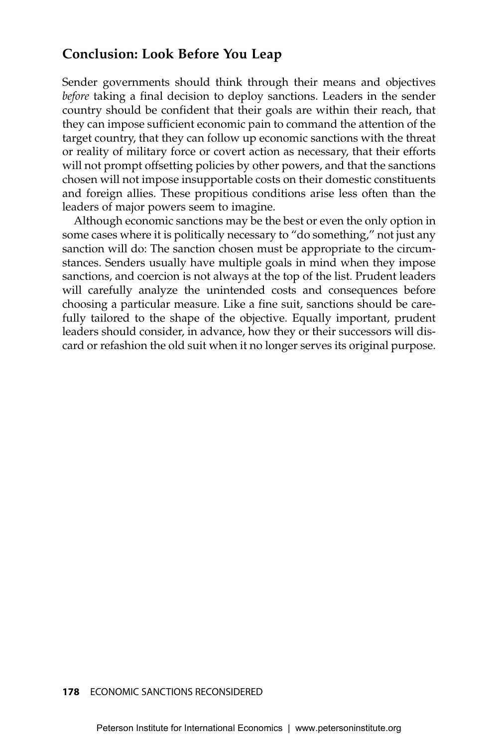## Conclusion: Look Before You Leap

Sender governments should think through their means and objectives *before* taking a final decision to deploy sanctions. Leaders in the sender country should be confident that their goals are within their reach, that they can impose sufficient economic pain to command the attention of the target country, that they can follow up economic sanctions with the threat or reality of military force or covert action as necessary, that their efforts will not prompt offsetting policies by other powers, and that the sanctions chosen will not impose insupportable costs on their domestic constituents and foreign allies. These propitious conditions arise less often than the leaders of major powers seem to imagine.

Although economic sanctions may be the best or even the only option in some cases where it is politically necessary to "do something," not just any sanction will do: The sanction chosen must be appropriate to the circumstances. Senders usually have multiple goals in mind when they impose sanctions, and coercion is not always at the top of the list. Prudent leaders will carefully analyze the unintended costs and consequences before choosing a particular measure. Like a fine suit, sanctions should be carefully tailored to the shape of the objective. Equally important, prudent leaders should consider, in advance, how they or their successors will discard or refashion the old suit when it no longer serves its original purpose.